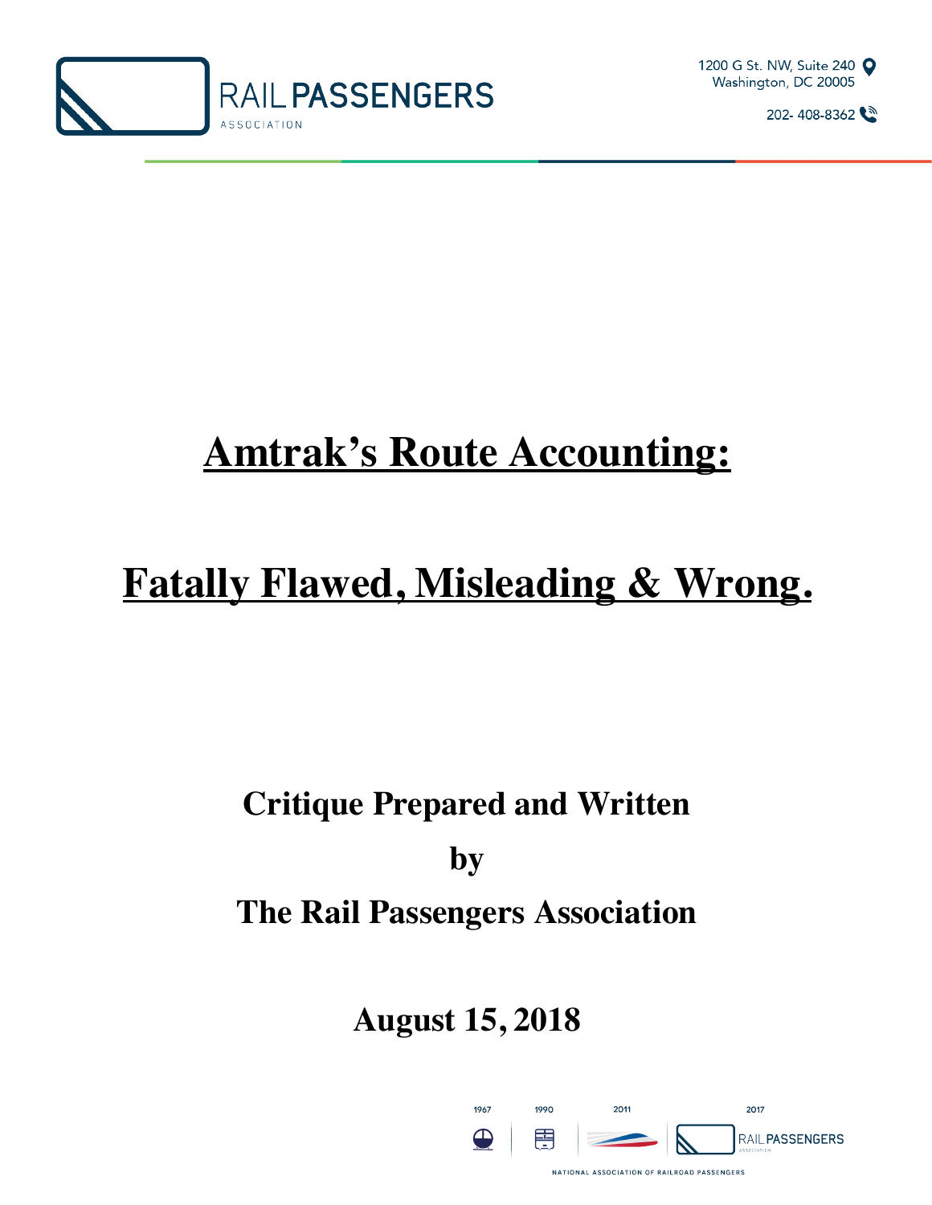RAIL PASSENGERS ASSOCIATION

1200 G St. NW, Suite 240
Washington, DC 20005

202- 408-8362

# Amtrak's Route Accounting:

# Fatally Flawed, Misleading & Wrong.

**Critique Prepared and Written**

**by**

**The Rail Passengers Association**

**August 15, 2018**

1967 1990 2011 2017

RAIL PASSENGERS

NATIONAL ASSOCIATION OF RAILROAD PASSENGERS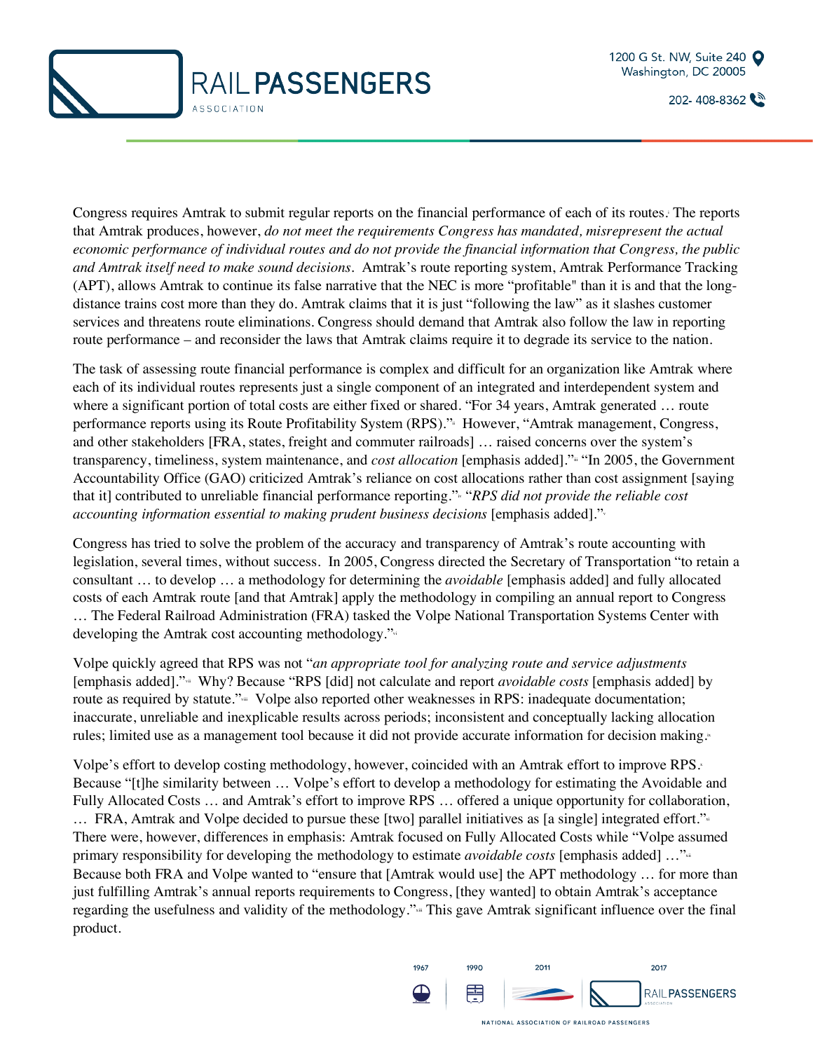Congress requires Amtrak to submit regular reports on the financial performance of each of its routes.[i] The reports that Amtrak produces, however, *do not meet the requirements Congress has mandated, misrepresent the actual economic performance of individual routes and do not provide the financial information that Congress, the public and Amtrak itself need to make sound decisions*. Amtrak's route reporting system, Amtrak Performance Tracking (APT), allows Amtrak to continue its false narrative that the NEC is more "profitable" than it is and that the long-distance trains cost more than they do. Amtrak claims that it is just "following the law" as it slashes customer services and threatens route eliminations. Congress should demand that Amtrak also follow the law in reporting route performance – and reconsider the laws that Amtrak claims require it to degrade its service to the nation.

The task of assessing route financial performance is complex and difficult for an organization like Amtrak where each of its individual routes represents just a single component of an integrated and interdependent system and where a significant portion of total costs are either fixed or shared. "For 34 years, Amtrak generated … route performance reports using its Route Profitability System (RPS)."[ii] However, "Amtrak management, Congress, and other stakeholders [FRA, states, freight and commuter railroads] … raised concerns over the system's transparency, timeliness, system maintenance, and *cost allocation* [emphasis added]."[iii] "In 2005, the Government Accountability Office (GAO) criticized Amtrak's reliance on cost allocations rather than cost assignment [saying that it] contributed to unreliable financial performance reporting."[iv] "*RPS did not provide the reliable cost accounting information essential to making prudent business decisions* [emphasis added]."[v]

Congress has tried to solve the problem of the accuracy and transparency of Amtrak's route accounting with legislation, several times, without success. In 2005, Congress directed the Secretary of Transportation "to retain a consultant … to develop … a methodology for determining the *avoidable* [emphasis added] and fully allocated costs of each Amtrak route [and that Amtrak] apply the methodology in compiling an annual report to Congress … The Federal Railroad Administration (FRA) tasked the Volpe National Transportation Systems Center with developing the Amtrak cost accounting methodology."[vi]

Volpe quickly agreed that RPS was not "*an appropriate tool for analyzing route and service adjustments* [emphasis added]."[vii] Why? Because "RPS [did] not calculate and report *avoidable costs* [emphasis added] by route as required by statute."[viii] Volpe also reported other weaknesses in RPS: inadequate documentation; inaccurate, unreliable and inexplicable results across periods; inconsistent and conceptually lacking allocation rules; limited use as a management tool because it did not provide accurate information for decision making.[ix]

Volpe's effort to develop costing methodology, however, coincided with an Amtrak effort to improve RPS.[x] Because "[t]he similarity between … Volpe's effort to develop a methodology for estimating the Avoidable and Fully Allocated Costs … and Amtrak's effort to improve RPS … offered a unique opportunity for collaboration, … FRA, Amtrak and Volpe decided to pursue these [two] parallel initiatives as [a single] integrated effort."[xi] There were, however, differences in emphasis: Amtrak focused on Fully Allocated Costs while "Volpe assumed primary responsibility for developing the methodology to estimate *avoidable costs* [emphasis added] …"[xii] Because both FRA and Volpe wanted to "ensure that [Amtrak would use] the APT methodology … for more than just fulfilling Amtrak's annual reports requirements to Congress, [they wanted] to obtain Amtrak's acceptance regarding the usefulness and validity of the methodology."[xiii] This gave Amtrak significant influence over the final product.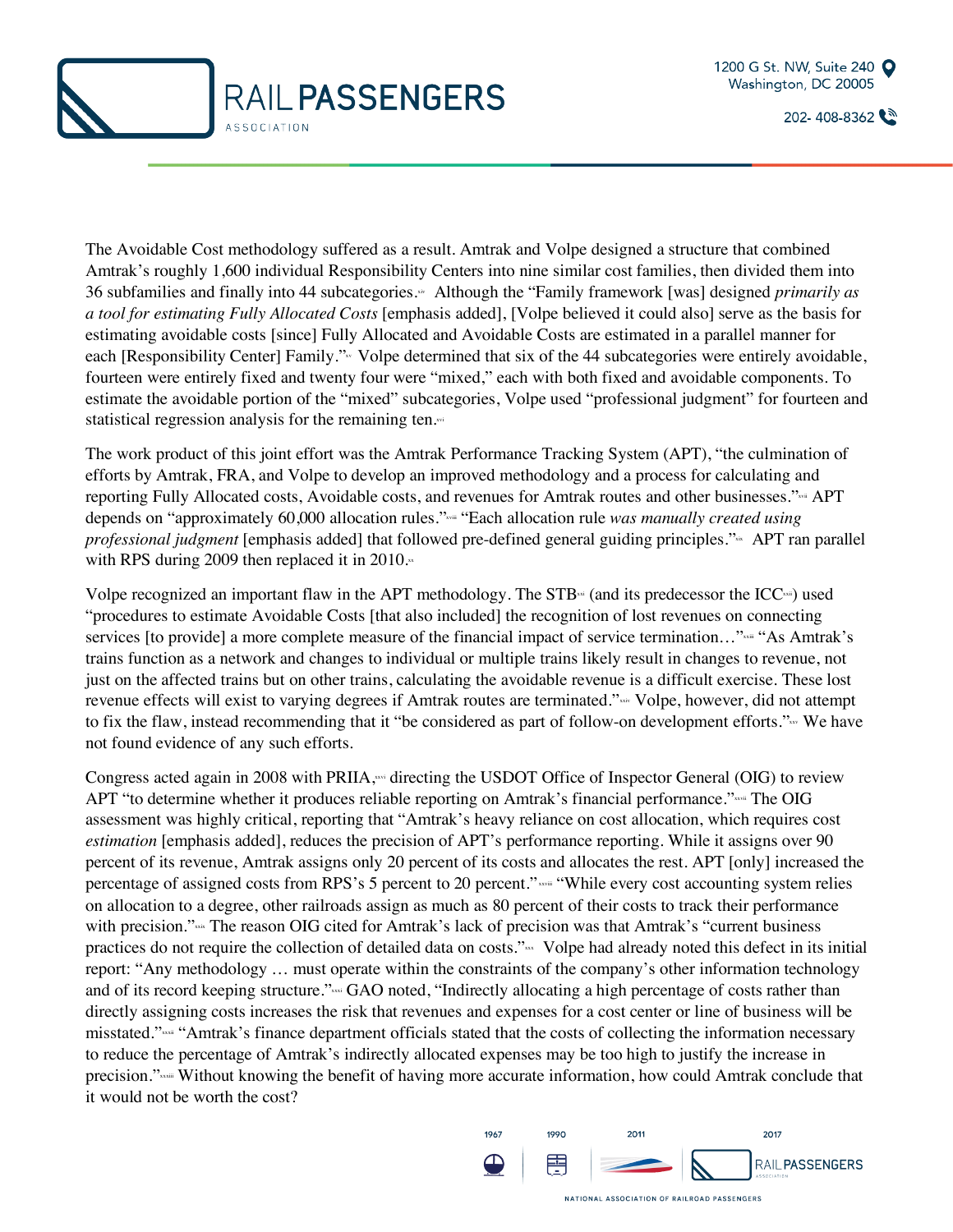The Avoidable Cost methodology suffered as a result. Amtrak and Volpe designed a structure that combined Amtrak's roughly 1,600 individual Responsibility Centers into nine similar cost families, then divided them into 36 subfamilies and finally into 44 subcategories.[xiv] Although the "Family framework [was] designed *primarily as a tool for estimating Fully Allocated Costs* [emphasis added], [Volpe believed it could also] serve as the basis for estimating avoidable costs [since] Fully Allocated and Avoidable Costs are estimated in a parallel manner for each [Responsibility Center] Family."[xv] Volpe determined that six of the 44 subcategories were entirely avoidable, fourteen were entirely fixed and twenty four were "mixed," each with both fixed and avoidable components. To estimate the avoidable portion of the "mixed" subcategories, Volpe used "professional judgment" for fourteen and statistical regression analysis for the remaining ten.[xvi]

The work product of this joint effort was the Amtrak Performance Tracking System (APT), "the culmination of efforts by Amtrak, FRA, and Volpe to develop an improved methodology and a process for calculating and reporting Fully Allocated costs, Avoidable costs, and revenues for Amtrak routes and other businesses."[xvii] APT depends on "approximately 60,000 allocation rules."[xviii] "Each allocation rule *was manually created using professional judgment* [emphasis added] that followed pre-defined general guiding principles."[xix] APT ran parallel with RPS during 2009 then replaced it in 2010.[xx]

Volpe recognized an important flaw in the APT methodology. The STB[xxi] (and its predecessor the ICC[xxii]) used "procedures to estimate Avoidable Costs [that also included] the recognition of lost revenues on connecting services [to provide] a more complete measure of the financial impact of service termination…"[xxiii] "As Amtrak's trains function as a network and changes to individual or multiple trains likely result in changes to revenue, not just on the affected trains but on other trains, calculating the avoidable revenue is a difficult exercise. These lost revenue effects will exist to varying degrees if Amtrak routes are terminated."[xxiv] Volpe, however, did not attempt to fix the flaw, instead recommending that it "be considered as part of follow-on development efforts."[xxv] We have not found evidence of any such efforts.

Congress acted again in 2008 with PRIIA,[xxvi] directing the USDOT Office of Inspector General (OIG) to review APT "to determine whether it produces reliable reporting on Amtrak's financial performance."[xxvii] The OIG assessment was highly critical, reporting that "Amtrak's heavy reliance on cost allocation, which requires cost *estimation* [emphasis added], reduces the precision of APT's performance reporting. While it assigns over 90 percent of its revenue, Amtrak assigns only 20 percent of its costs and allocates the rest. APT [only] increased the percentage of assigned costs from RPS's 5 percent to 20 percent."[xxviii] "While every cost accounting system relies on allocation to a degree, other railroads assign as much as 80 percent of their costs to track their performance with precision."[xxix] The reason OIG cited for Amtrak's lack of precision was that Amtrak's "current business practices do not require the collection of detailed data on costs."[xxx] Volpe had already noted this defect in its initial report: "Any methodology … must operate within the constraints of the company's other information technology and of its record keeping structure."[xxxi] GAO noted, "Indirectly allocating a high percentage of costs rather than directly assigning costs increases the risk that revenues and expenses for a cost center or line of business will be misstated."[xxxii] "Amtrak's finance department officials stated that the costs of collecting the information necessary to reduce the percentage of Amtrak's indirectly allocated expenses may be too high to justify the increase in precision."[xxxiii] Without knowing the benefit of having more accurate information, how could Amtrak conclude that it would not be worth the cost?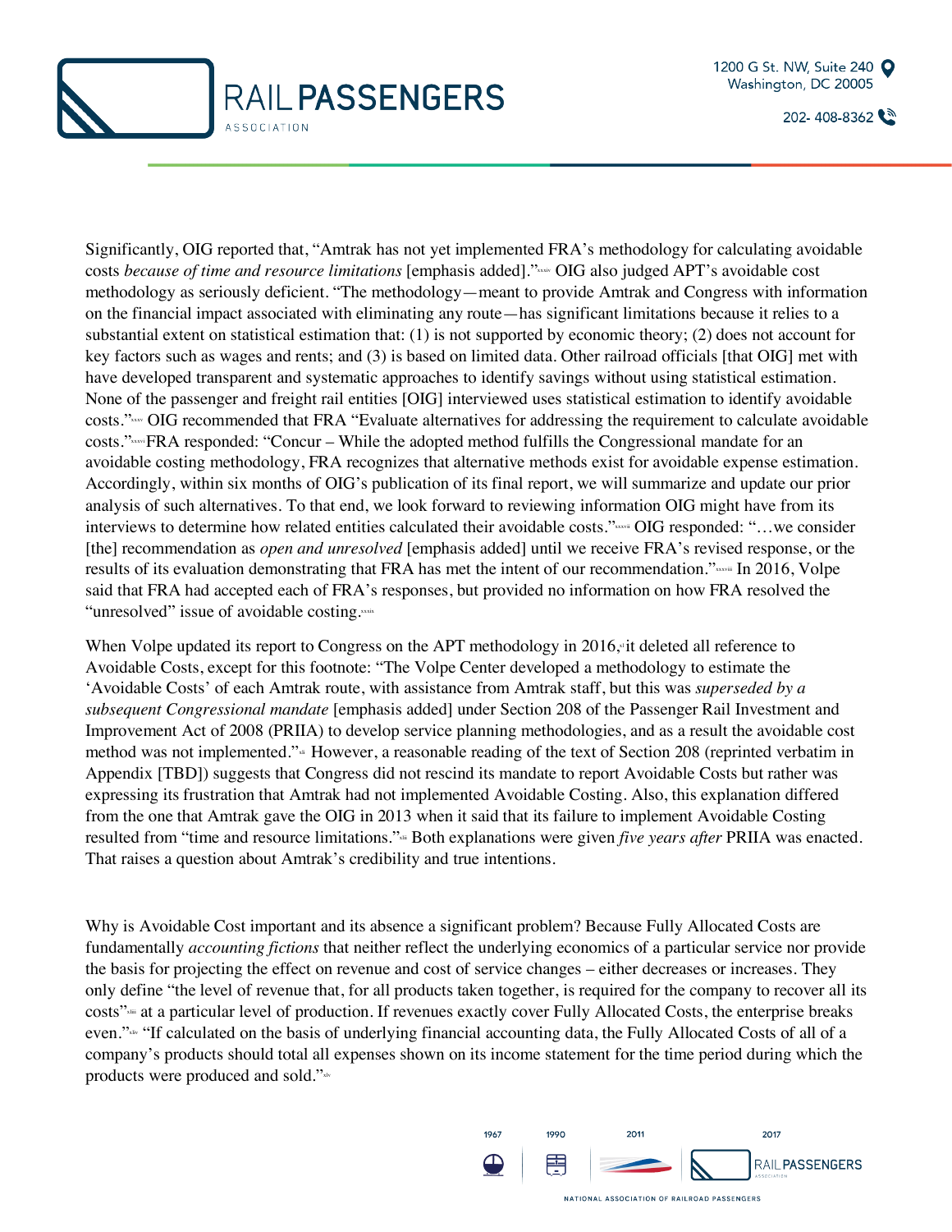Significantly, OIG reported that, "Amtrak has not yet implemented FRA's methodology for calculating avoidable costs *because of time and resource limitations* [emphasis added]."[xxxiv] OIG also judged APT's avoidable cost methodology as seriously deficient. "The methodology—meant to provide Amtrak and Congress with information on the financial impact associated with eliminating any route—has significant limitations because it relies to a substantial extent on statistical estimation that: (1) is not supported by economic theory; (2) does not account for key factors such as wages and rents; and (3) is based on limited data. Other railroad officials [that OIG] met with have developed transparent and systematic approaches to identify savings without using statistical estimation. None of the passenger and freight rail entities [OIG] interviewed uses statistical estimation to identify avoidable costs."[xxxv] OIG recommended that FRA "Evaluate alternatives for addressing the requirement to calculate avoidable costs."[xxxvi] FRA responded: "Concur – While the adopted method fulfills the Congressional mandate for an avoidable costing methodology, FRA recognizes that alternative methods exist for avoidable expense estimation. Accordingly, within six months of OIG's publication of its final report, we will summarize and update our prior analysis of such alternatives. To that end, we look forward to reviewing information OIG might have from its interviews to determine how related entities calculated their avoidable costs."[xxxvii] OIG responded: "…we consider [the] recommendation as *open and unresolved* [emphasis added] until we receive FRA's revised response, or the results of its evaluation demonstrating that FRA has met the intent of our recommendation."[xxxviii] In 2016, Volpe said that FRA had accepted each of FRA's responses, but provided no information on how FRA resolved the "unresolved" issue of avoidable costing.[xxxix]

When Volpe updated its report to Congress on the APT methodology in 2016,[xl] it deleted all reference to Avoidable Costs, except for this footnote: "The Volpe Center developed a methodology to estimate the 'Avoidable Costs' of each Amtrak route, with assistance from Amtrak staff, but this was *superseded by a subsequent Congressional mandate* [emphasis added] under Section 208 of the Passenger Rail Investment and Improvement Act of 2008 (PRIIA) to develop service planning methodologies, and as a result the avoidable cost method was not implemented."[xli] However, a reasonable reading of the text of Section 208 (reprinted verbatim in Appendix [TBD]) suggests that Congress did not rescind its mandate to report Avoidable Costs but rather was expressing its frustration that Amtrak had not implemented Avoidable Costing. Also, this explanation differed from the one that Amtrak gave the OIG in 2013 when it said that its failure to implement Avoidable Costing resulted from "time and resource limitations."[xlii] Both explanations were given *five years after* PRIIA was enacted. That raises a question about Amtrak's credibility and true intentions.

Why is Avoidable Cost important and its absence a significant problem? Because Fully Allocated Costs are fundamentally *accounting fictions* that neither reflect the underlying economics of a particular service nor provide the basis for projecting the effect on revenue and cost of service changes – either decreases or increases. They only define "the level of revenue that, for all products taken together, is required for the company to recover all its costs"[xliii] at a particular level of production. If revenues exactly cover Fully Allocated Costs, the enterprise breaks even."[xliv] "If calculated on the basis of underlying financial accounting data, the Fully Allocated Costs of all of a company's products should total all expenses shown on its income statement for the time period during which the products were produced and sold."[xlv]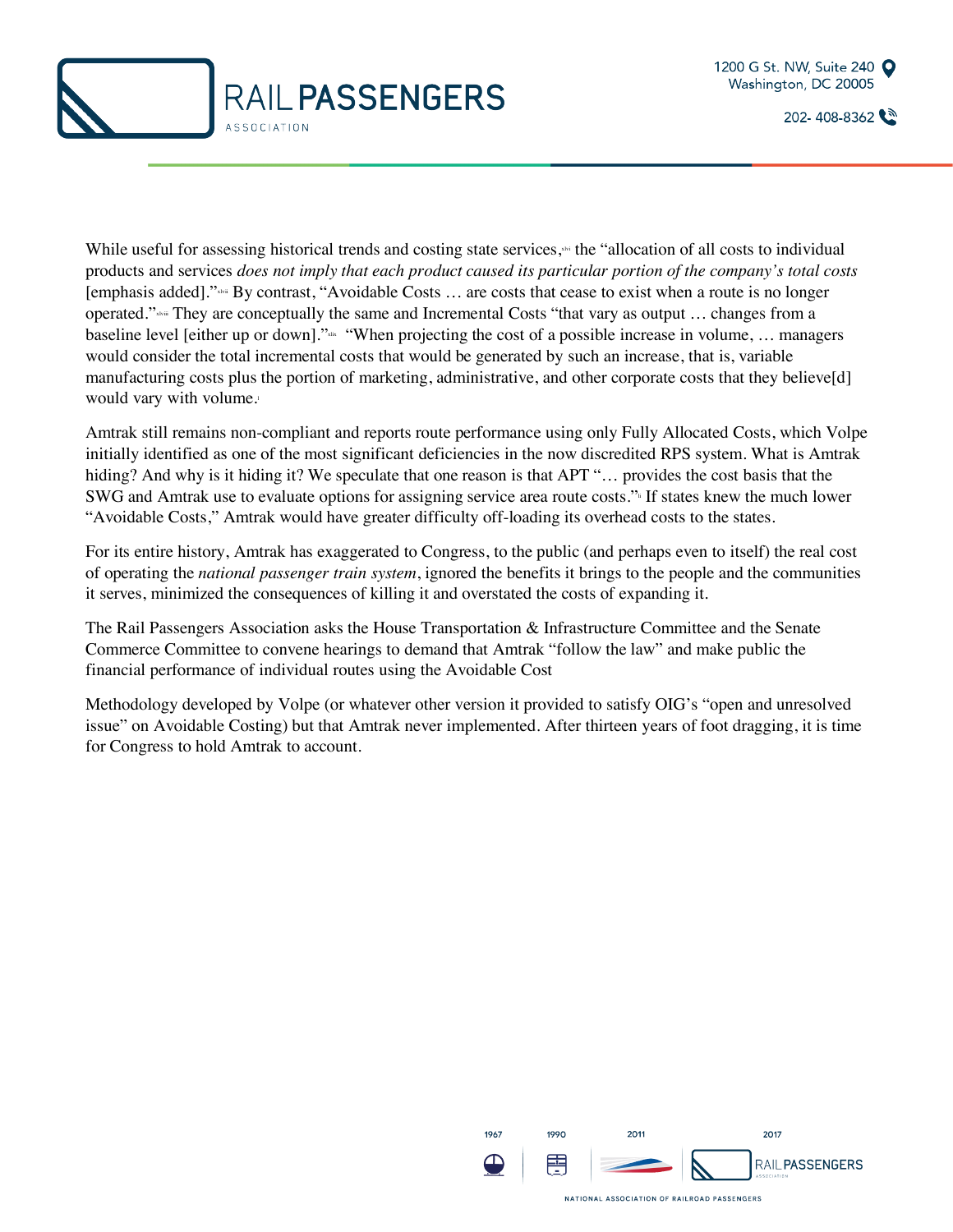While useful for assessing historical trends and costing state services,[xlvi] the "allocation of all costs to individual products and services *does not imply that each product caused its particular portion of the company's total costs* [emphasis added]."[xlvii] By contrast, "Avoidable Costs … are costs that cease to exist when a route is no longer operated."[xlviii] They are conceptually the same and Incremental Costs "that vary as output … changes from a baseline level [either up or down]."[xlix] "When projecting the cost of a possible increase in volume, … managers would consider the total incremental costs that would be generated by such an increase, that is, variable manufacturing costs plus the portion of marketing, administrative, and other corporate costs that they believe[d] would vary with volume.[l]

Amtrak still remains non-compliant and reports route performance using only Fully Allocated Costs, which Volpe initially identified as one of the most significant deficiencies in the now discredited RPS system. What is Amtrak hiding? And why is it hiding it? We speculate that one reason is that APT "… provides the cost basis that the SWG and Amtrak use to evaluate options for assigning service area route costs."[li] If states knew the much lower "Avoidable Costs," Amtrak would have greater difficulty off-loading its overhead costs to the states.

For its entire history, Amtrak has exaggerated to Congress, to the public (and perhaps even to itself) the real cost of operating the *national passenger train system*, ignored the benefits it brings to the people and the communities it serves, minimized the consequences of killing it and overstated the costs of expanding it.

The Rail Passengers Association asks the House Transportation & Infrastructure Committee and the Senate Commerce Committee to convene hearings to demand that Amtrak "follow the law" and make public the financial performance of individual routes using the Avoidable Cost

Methodology developed by Volpe (or whatever other version it provided to satisfy OIG's "open and unresolved issue" on Avoidable Costing) but that Amtrak never implemented. After thirteen years of foot dragging, it is time for Congress to hold Amtrak to account.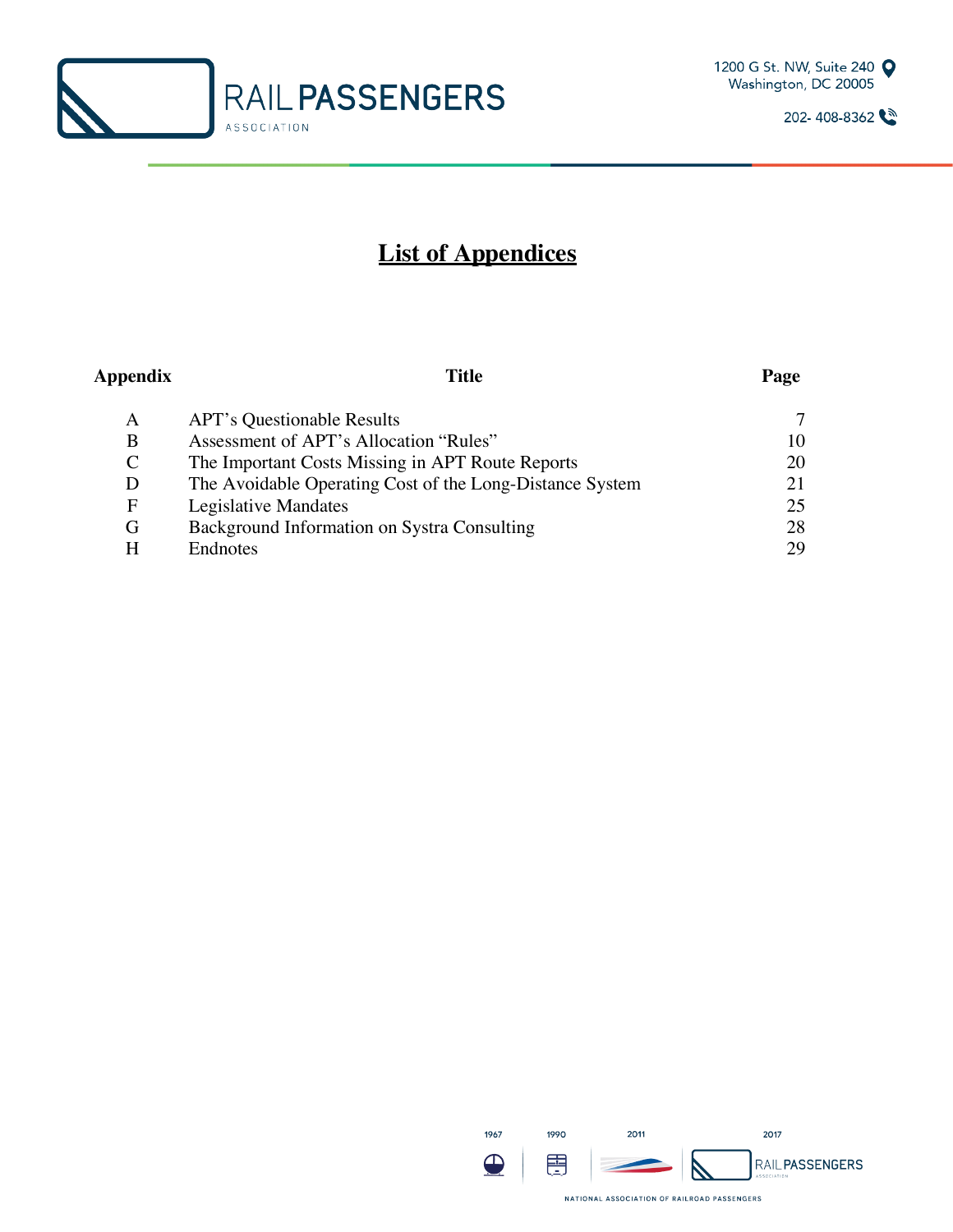# List of Appendices

| Appendix | Title | Page |
|---|---|---|
| A | APT's Questionable Results | 7 |
| B | Assessment of APT's Allocation "Rules" | 10 |
| C | The Important Costs Missing in APT Route Reports | 20 |
| D | The Avoidable Operating Cost of the Long-Distance System | 21 |
| F | Legislative Mandates | 25 |
| G | Background Information on Systra Consulting | 28 |
| H | Endnotes | 29 |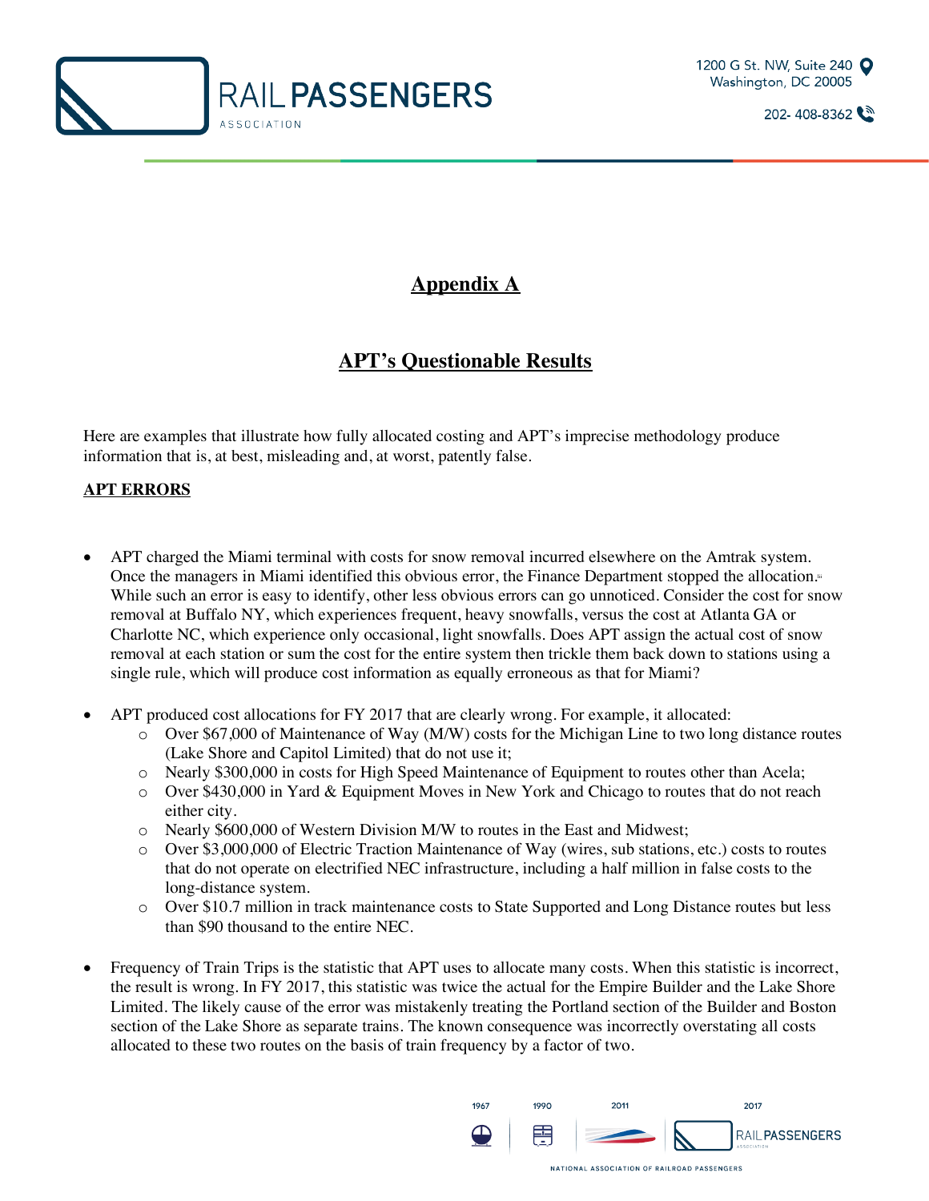# Appendix A

## APT's Questionable Results

Here are examples that illustrate how fully allocated costing and APT's imprecise methodology produce information that is, at best, misleading and, at worst, patently false.

**APT ERRORS**

- APT charged the Miami terminal with costs for snow removal incurred elsewhere on the Amtrak system. Once the managers in Miami identified this obvious error, the Finance Department stopped the allocation.[iii] While such an error is easy to identify, other less obvious errors can go unnoticed. Consider the cost for snow removal at Buffalo NY, which experiences frequent, heavy snowfalls, versus the cost at Atlanta GA or Charlotte NC, which experience only occasional, light snowfalls. Does APT assign the actual cost of snow removal at each station or sum the cost for the entire system then trickle them back down to stations using a single rule, which will produce cost information as equally erroneous as that for Miami?

- APT produced cost allocations for FY 2017 that are clearly wrong. For example, it allocated:
  - Over $67,000 of Maintenance of Way (M/W) costs for the Michigan Line to two long distance routes (Lake Shore and Capitol Limited) that do not use it;
  - Nearly $300,000 in costs for High Speed Maintenance of Equipment to routes other than Acela;
  - Over $430,000 in Yard & Equipment Moves in New York and Chicago to routes that do not reach either city.
  - Nearly $600,000 of Western Division M/W to routes in the East and Midwest;
  - Over $3,000,000 of Electric Traction Maintenance of Way (wires, sub stations, etc.) costs to routes that do not operate on electrified NEC infrastructure, including a half million in false costs to the long-distance system.
  - Over $10.7 million in track maintenance costs to State Supported and Long Distance routes but less than $90 thousand to the entire NEC.

- Frequency of Train Trips is the statistic that APT uses to allocate many costs. When this statistic is incorrect, the result is wrong. In FY 2017, this statistic was twice the actual for the Empire Builder and the Lake Shore Limited. The likely cause of the error was mistakenly treating the Portland section of the Builder and Boston section of the Lake Shore as separate trains. The known consequence was incorrectly overstating all costs allocated to these two routes on the basis of train frequency by a factor of two.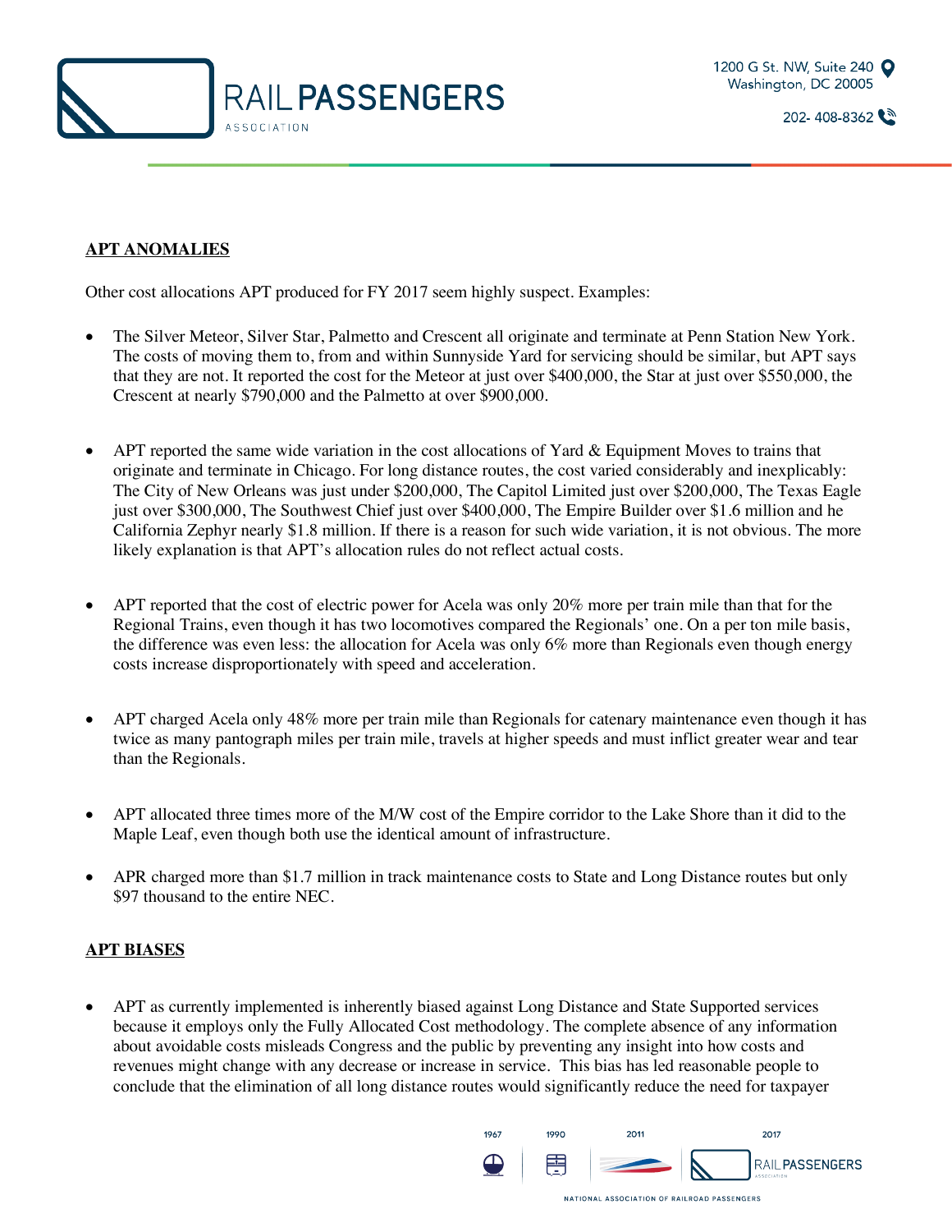**APT ANOMALIES**

Other cost allocations APT produced for FY 2017 seem highly suspect. Examples:

- The Silver Meteor, Silver Star, Palmetto and Crescent all originate and terminate at Penn Station New York. The costs of moving them to, from and within Sunnyside Yard for servicing should be similar, but APT says that they are not. It reported the cost for the Meteor at just over $400,000, the Star at just over $550,000, the Crescent at nearly $790,000 and the Palmetto at over $900,000.

- APT reported the same wide variation in the cost allocations of Yard & Equipment Moves to trains that originate and terminate in Chicago. For long distance routes, the cost varied considerably and inexplicably: The City of New Orleans was just under $200,000, The Capitol Limited just over $200,000, The Texas Eagle just over $300,000, The Southwest Chief just over $400,000, The Empire Builder over $1.6 million and he California Zephyr nearly $1.8 million. If there is a reason for such wide variation, it is not obvious. The more likely explanation is that APT's allocation rules do not reflect actual costs.

- APT reported that the cost of electric power for Acela was only 20% more per train mile than that for the Regional Trains, even though it has two locomotives compared the Regionals' one. On a per ton mile basis, the difference was even less: the allocation for Acela was only 6% more than Regionals even though energy costs increase disproportionately with speed and acceleration.

- APT charged Acela only 48% more per train mile than Regionals for catenary maintenance even though it has twice as many pantograph miles per train mile, travels at higher speeds and must inflict greater wear and tear than the Regionals.

- APT allocated three times more of the M/W cost of the Empire corridor to the Lake Shore than it did to the Maple Leaf, even though both use the identical amount of infrastructure.

- APR charged more than $1.7 million in track maintenance costs to State and Long Distance routes but only $97 thousand to the entire NEC.

**APT BIASES**

- APT as currently implemented is inherently biased against Long Distance and State Supported services because it employs only the Fully Allocated Cost methodology. The complete absence of any information about avoidable costs misleads Congress and the public by preventing any insight into how costs and revenues might change with any decrease or increase in service. This bias has led reasonable people to conclude that the elimination of all long distance routes would significantly reduce the need for taxpayer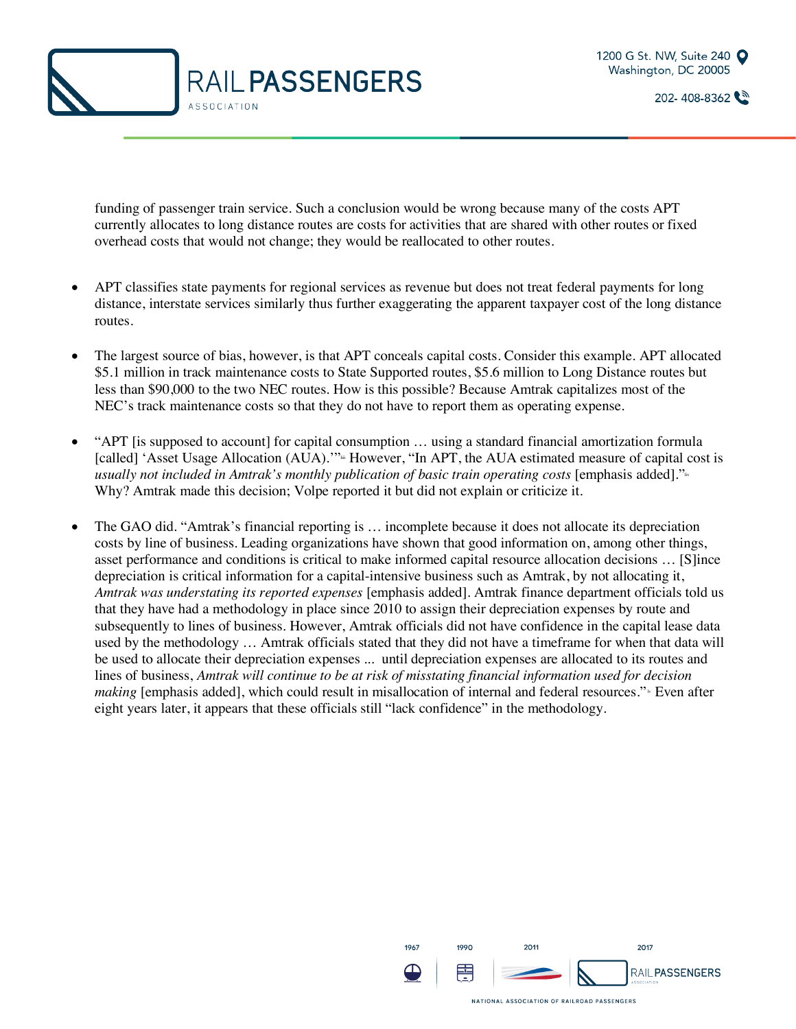funding of passenger train service. Such a conclusion would be wrong because many of the costs APT currently allocates to long distance routes are costs for activities that are shared with other routes or fixed overhead costs that would not change; they would be reallocated to other routes.

- APT classifies state payments for regional services as revenue but does not treat federal payments for long distance, interstate services similarly thus further exaggerating the apparent taxpayer cost of the long distance routes.

- The largest source of bias, however, is that APT conceals capital costs. Consider this example. APT allocated $5.1 million in track maintenance costs to State Supported routes, $5.6 million to Long Distance routes but less than $90,000 to the two NEC routes. How is this possible? Because Amtrak capitalizes most of the NEC's track maintenance costs so that they do not have to report them as operating expense.

- "APT [is supposed to account] for capital consumption … using a standard financial amortization formula [called] 'Asset Usage Allocation (AUA).'"[liii] However, "In APT, the AUA estimated measure of capital cost is *usually not included in Amtrak's monthly publication of basic train operating costs* [emphasis added]."[liv] Why? Amtrak made this decision; Volpe reported it but did not explain or criticize it.

- The GAO did. "Amtrak's financial reporting is … incomplete because it does not allocate its depreciation costs by line of business. Leading organizations have shown that good information on, among other things, asset performance and conditions is critical to make informed capital resource allocation decisions … [S]ince depreciation is critical information for a capital-intensive business such as Amtrak, by not allocating it, *Amtrak was understating its reported expenses* [emphasis added]. Amtrak finance department officials told us that they have had a methodology in place since 2010 to assign their depreciation expenses by route and subsequently to lines of business. However, Amtrak officials did not have confidence in the capital lease data used by the methodology … Amtrak officials stated that they did not have a timeframe for when that data will be used to allocate their depreciation expenses ... until depreciation expenses are allocated to its routes and lines of business, *Amtrak will continue to be at risk of misstating financial information used for decision making* [emphasis added], which could result in misallocation of internal and federal resources."[lv] Even after eight years later, it appears that these officials still "lack confidence" in the methodology.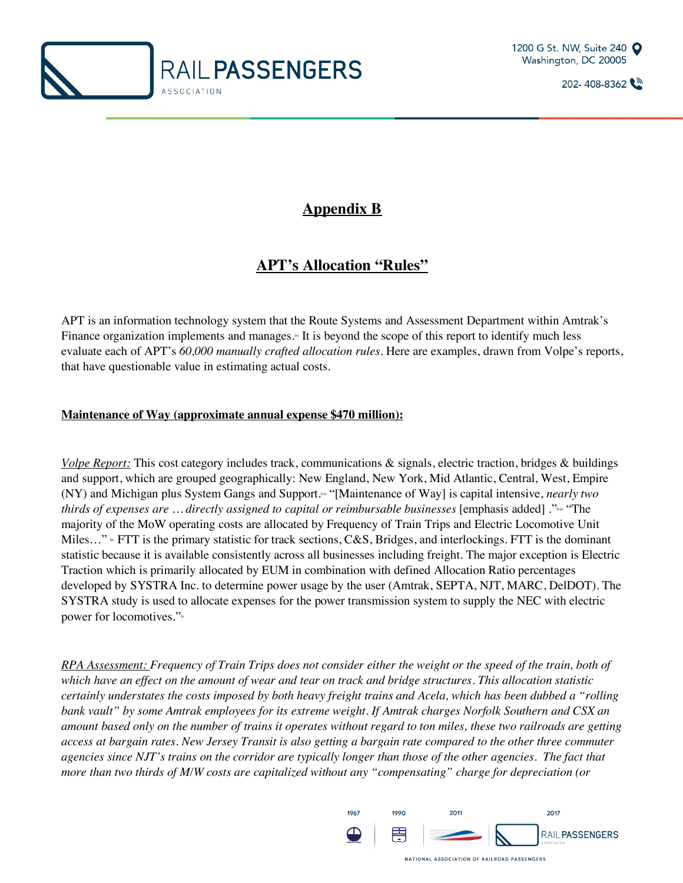## Appendix B

## APT's Allocation "Rules"

APT is an information technology system that the Route Systems and Assessment Department within Amtrak's Finance organization implements and manages.[lvi] It is beyond the scope of this report to identify much less evaluate each of APT's *60,000 manually crafted allocation rules*. Here are examples, drawn from Volpe's reports, that have questionable value in estimating actual costs.

**Maintenance of Way (approximate annual expense $470 million):**

*Volpe Report:* This cost category includes track, communications & signals, electric traction, bridges & buildings and support, which are grouped geographically: New England, New York, Mid Atlantic, Central, West, Empire (NY) and Michigan plus System Gangs and Support.[lvii] "[Maintenance of Way] is capital intensive, *nearly two thirds of expenses are …directly assigned to capital or reimbursable businesses* [emphasis added] ."[lviii] "The majority of the MoW operating costs are allocated by Frequency of Train Trips and Electric Locomotive Unit Miles…" [lix] FTT is the primary statistic for track sections, C&S, Bridges, and interlockings. FTT is the dominant statistic because it is available consistently across all businesses including freight. The major exception is Electric Traction which is primarily allocated by EUM in combination with defined Allocation Ratio percentages developed by SYSTRA Inc. to determine power usage by the user (Amtrak, SEPTA, NJT, MARC, DelDOT). The SYSTRA study is used to allocate expenses for the power transmission system to supply the NEC with electric power for locomotives."[lx]

*RPA Assessment: Frequency of Train Trips does not consider either the weight or the speed of the train, both of which have an effect on the amount of wear and tear on track and bridge structures. This allocation statistic certainly understates the costs imposed by both heavy freight trains and Acela, which has been dubbed a "rolling bank vault" by some Amtrak employees for its extreme weight. If Amtrak charges Norfolk Southern and CSX an amount based only on the number of trains it operates without regard to ton miles, these two railroads are getting access at bargain rates. New Jersey Transit is also getting a bargain rate compared to the other three commuter agencies since NJT's trains on the corridor are typically longer than those of the other agencies. The fact that more than two thirds of M/W costs are capitalized without any "compensating" charge for depreciation (or*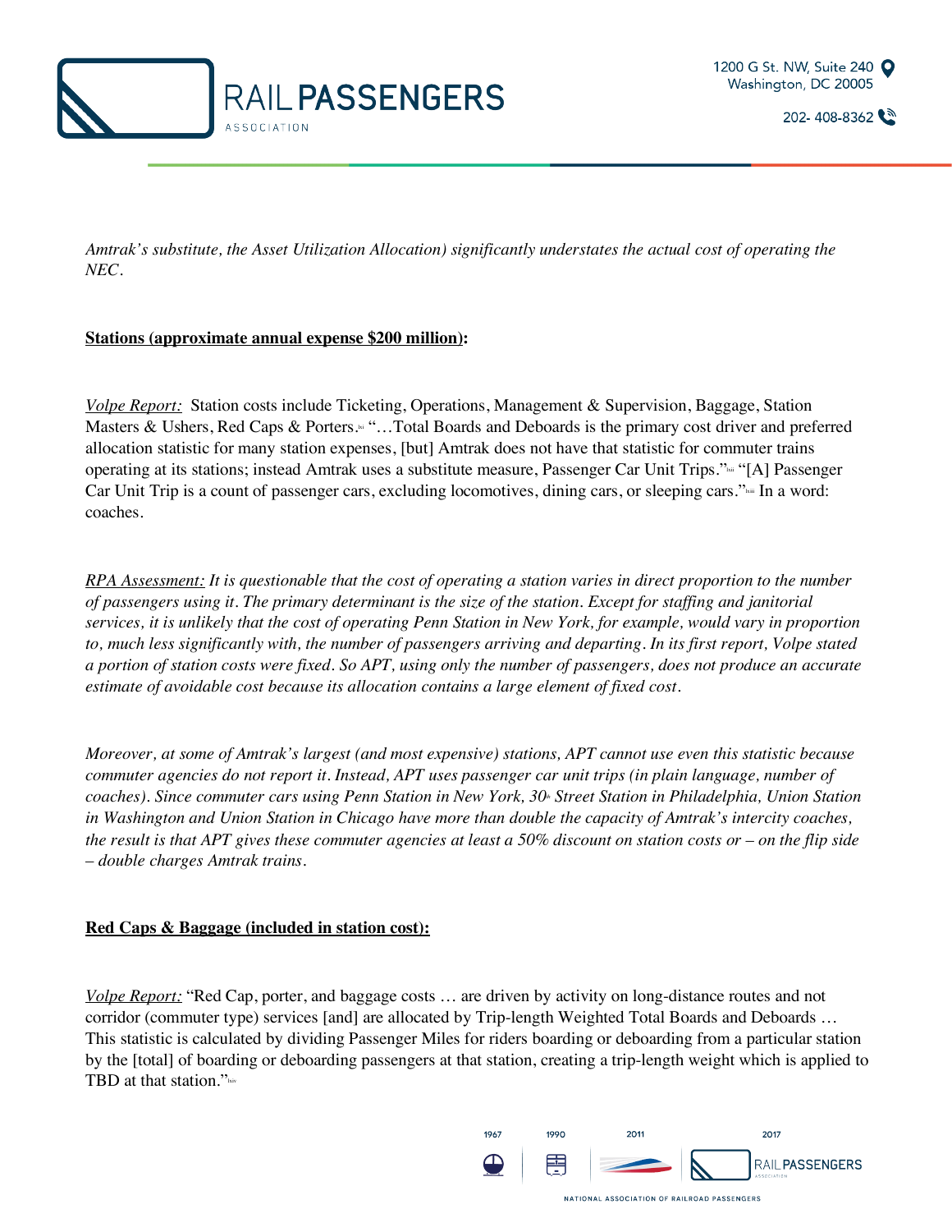*Amtrak's substitute, the Asset Utilization Allocation) significantly understates the actual cost of operating the NEC.*

**Stations (approximate annual expense $200 million):**

*Volpe Report:* Station costs include Ticketing, Operations, Management & Supervision, Baggage, Station Masters & Ushers, Red Caps & Porters.[lxi] "…Total Boards and Deboards is the primary cost driver and preferred allocation statistic for many station expenses, [but] Amtrak does not have that statistic for commuter trains operating at its stations; instead Amtrak uses a substitute measure, Passenger Car Unit Trips."[lxii] "[A] Passenger Car Unit Trip is a count of passenger cars, excluding locomotives, dining cars, or sleeping cars."[lxiii] In a word: coaches.

*RPA Assessment: It is questionable that the cost of operating a station varies in direct proportion to the number of passengers using it. The primary determinant is the size of the station. Except for staffing and janitorial services, it is unlikely that the cost of operating Penn Station in New York, for example, would vary in proportion to, much less significantly with, the number of passengers arriving and departing. In its first report, Volpe stated a portion of station costs were fixed. So APT, using only the number of passengers, does not produce an accurate estimate of avoidable cost because its allocation contains a large element of fixed cost.*

*Moreover, at some of Amtrak's largest (and most expensive) stations, APT cannot use even this statistic because commuter agencies do not report it. Instead, APT uses passenger car unit trips (in plain language, number of coaches). Since commuter cars using Penn Station in New York, 30th Street Station in Philadelphia, Union Station in Washington and Union Station in Chicago have more than double the capacity of Amtrak's intercity coaches, the result is that APT gives these commuter agencies at least a 50% discount on station costs or – on the flip side – double charges Amtrak trains.*

**Red Caps & Baggage (included in station cost):**

*Volpe Report:* "Red Cap, porter, and baggage costs … are driven by activity on long-distance routes and not corridor (commuter type) services [and] are allocated by Trip-length Weighted Total Boards and Deboards … This statistic is calculated by dividing Passenger Miles for riders boarding or deboarding from a particular station by the [total] of boarding or deboarding passengers at that station, creating a trip-length weight which is applied to TBD at that station."[lxiv]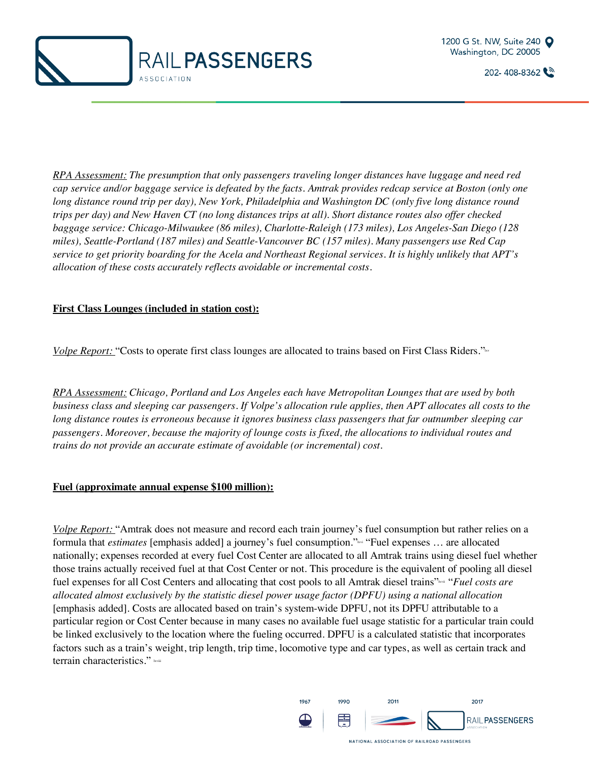*RPA Assessment:* *The presumption that only passengers traveling longer distances have luggage and need red cap service and/or baggage service is defeated by the facts. Amtrak provides redcap service at Boston (only one long distance round trip per day), New York, Philadelphia and Washington DC (only five long distance round trips per day) and New Haven CT (no long distances trips at all). Short distance routes also offer checked baggage service: Chicago-Milwaukee (86 miles), Charlotte-Raleigh (173 miles), Los Angeles-San Diego (128 miles), Seattle-Portland (187 miles) and Seattle-Vancouver BC (157 miles). Many passengers use Red Cap service to get priority boarding for the Acela and Northeast Regional services. It is highly unlikely that APT's allocation of these costs accurately reflects avoidable or incremental costs.*

**First Class Lounges (included in station cost):**

*Volpe Report:* "Costs to operate first class lounges are allocated to trains based on First Class Riders."[lxv]

*RPA Assessment:* *Chicago, Portland and Los Angeles each have Metropolitan Lounges that are used by both business class and sleeping car passengers. If Volpe's allocation rule applies, then APT allocates all costs to the long distance routes is erroneous because it ignores business class passengers that far outnumber sleeping car passengers. Moreover, because the majority of lounge costs is fixed, the allocations to individual routes and trains do not provide an accurate estimate of avoidable (or incremental) cost.*

**Fuel (approximate annual expense $100 million):**

*Volpe Report:* "Amtrak does not measure and record each train journey's fuel consumption but rather relies on a formula that *estimates* [emphasis added] a journey's fuel consumption."[lxvi] "Fuel expenses … are allocated nationally; expenses recorded at every fuel Cost Center are allocated to all Amtrak trains using diesel fuel whether those trains actually received fuel at that Cost Center or not. This procedure is the equivalent of pooling all diesel fuel expenses for all Cost Centers and allocating that cost pools to all Amtrak diesel trains"[lxvii] "*Fuel costs are allocated almost exclusively by the statistic diesel power usage factor (DPFU) using a national allocation* [emphasis added]. Costs are allocated based on train's system-wide DPFU, not its DPFU attributable to a particular region or Cost Center because in many cases no available fuel usage statistic for a particular train could be linked exclusively to the location where the fueling occurred. DPFU is a calculated statistic that incorporates factors such as a train's weight, trip length, trip time, locomotive type and car types, as well as certain track and terrain characteristics." [lxviii]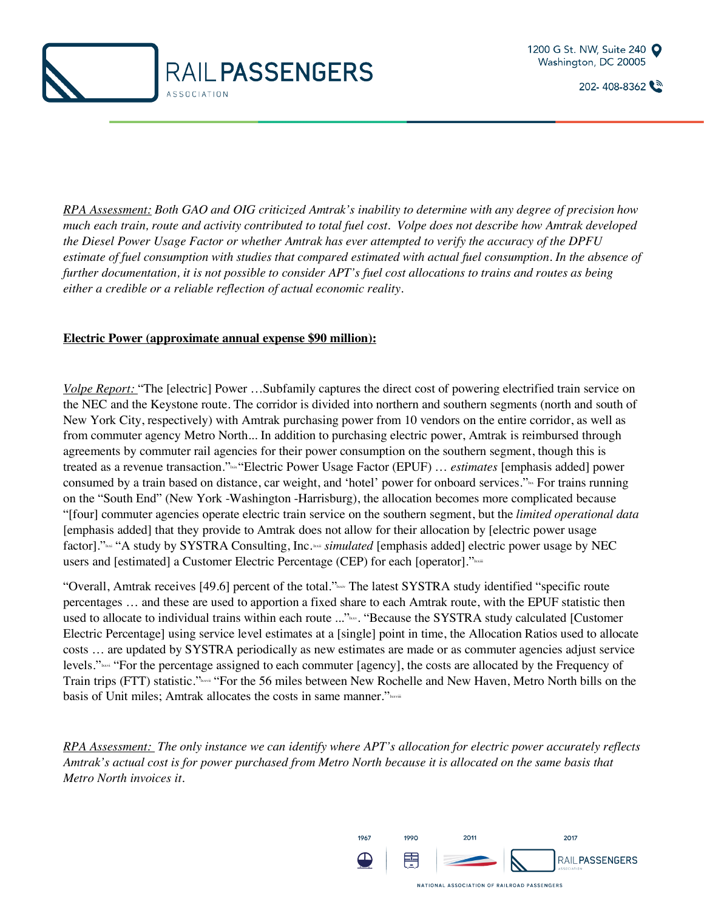*RPA Assessment:* *Both GAO and OIG criticized Amtrak's inability to determine with any degree of precision how much each train, route and activity contributed to total fuel cost. Volpe does not describe how Amtrak developed the Diesel Power Usage Factor or whether Amtrak has ever attempted to verify the accuracy of the DPFU estimate of fuel consumption with studies that compared estimated with actual fuel consumption. In the absence of further documentation, it is not possible to consider APT's fuel cost allocations to trains and routes as being either a credible or a reliable reflection of actual economic reality.*

**Electric Power (approximate annual expense $90 million):**

*Volpe Report:* "The [electric] Power …Subfamily captures the direct cost of powering electrified train service on the NEC and the Keystone route. The corridor is divided into northern and southern segments (north and south of New York City, respectively) with Amtrak purchasing power from 10 vendors on the entire corridor, as well as from commuter agency Metro North... In addition to purchasing electric power, Amtrak is reimbursed through agreements by commuter rail agencies for their power consumption on the southern segment, though this is treated as a revenue transaction."[lxix] "Electric Power Usage Factor (EPUF) … *estimates* [emphasis added] power consumed by a train based on distance, car weight, and 'hotel' power for onboard services."[lxx] For trains running on the "South End" (New York -Washington -Harrisburg), the allocation becomes more complicated because "[four] commuter agencies operate electric train service on the southern segment, but the *limited operational data* [emphasis added] that they provide to Amtrak does not allow for their allocation by [electric power usage factor]."[lxxi] "A study by SYSTRA Consulting, Inc.[lxxii] *simulated* [emphasis added] electric power usage by NEC users and [estimated] a Customer Electric Percentage (CEP) for each [operator]."[lxxiii]

"Overall, Amtrak receives [49.6] percent of the total."[lxxiv] The latest SYSTRA study identified "specific route percentages … and these are used to apportion a fixed share to each Amtrak route, with the EPUF statistic then used to allocate to individual trains within each route ..."[lxxv]. "Because the SYSTRA study calculated [Customer Electric Percentage] using service level estimates at a [single] point in time, the Allocation Ratios used to allocate costs … are updated by SYSTRA periodically as new estimates are made or as commuter agencies adjust service levels."[lxxvi] "For the percentage assigned to each commuter [agency], the costs are allocated by the Frequency of Train trips (FTT) statistic."[lxxvii] "For the 56 miles between New Rochelle and New Haven, Metro North bills on the basis of Unit miles; Amtrak allocates the costs in same manner."[lxxviii]

*RPA Assessment:* *The only instance we can identify where APT's allocation for electric power accurately reflects Amtrak's actual cost is for power purchased from Metro North because it is allocated on the same basis that Metro North invoices it.*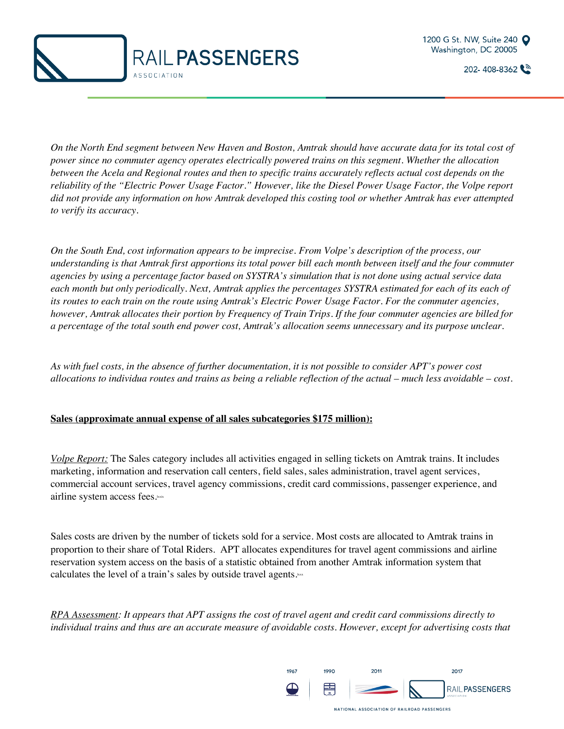*On the North End segment between New Haven and Boston, Amtrak should have accurate data for its total cost of power since no commuter agency operates electrically powered trains on this segment. Whether the allocation between the Acela and Regional routes and then to specific trains accurately reflects actual cost depends on the reliability of the "Electric Power Usage Factor." However, like the Diesel Power Usage Factor, the Volpe report did not provide any information on how Amtrak developed this costing tool or whether Amtrak has ever attempted to verify its accuracy.*

*On the South End, cost information appears to be imprecise. From Volpe's description of the process, our understanding is that Amtrak first apportions its total power bill each month between itself and the four commuter agencies by using a percentage factor based on SYSTRA's simulation that is not done using actual service data each month but only periodically. Next, Amtrak applies the percentages SYSTRA estimated for each of its each of its routes to each train on the route using Amtrak's Electric Power Usage Factor. For the commuter agencies, however, Amtrak allocates their portion by Frequency of Train Trips. If the four commuter agencies are billed for a percentage of the total south end power cost, Amtrak's allocation seems unnecessary and its purpose unclear.*

*As with fuel costs, in the absence of further documentation, it is not possible to consider APT's power cost allocations to individua routes and trains as being a reliable reflection of the actual – much less avoidable – cost.*

**Sales (approximate annual expense of all sales subcategories $175 million):**

*Volpe Report:* The Sales category includes all activities engaged in selling tickets on Amtrak trains. It includes marketing, information and reservation call centers, field sales, sales administration, travel agent services, commercial account services, travel agency commissions, credit card commissions, passenger experience, and airline system access fees.[lxxix]

Sales costs are driven by the number of tickets sold for a service. Most costs are allocated to Amtrak trains in proportion to their share of Total Riders. APT allocates expenditures for travel agent commissions and airline reservation system access on the basis of a statistic obtained from another Amtrak information system that calculates the level of a train's sales by outside travel agents.[lxxx]

*RPA Assessment: It appears that APT assigns the cost of travel agent and credit card commissions directly to individual trains and thus are an accurate measure of avoidable costs. However, except for advertising costs that*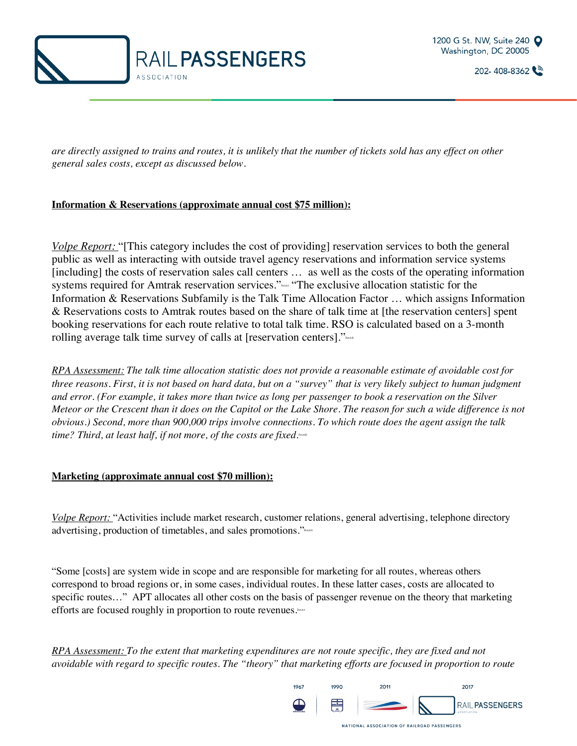*are directly assigned to trains and routes, it is unlikely that the number of tickets sold has any effect on other general sales costs, except as discussed below.*

**Information & Reservations (approximate annual cost $75 million):**

*Volpe Report:* "[This category includes the cost of providing] reservation services to both the general public as well as interacting with outside travel agency reservations and information service systems [including] the costs of reservation sales call centers … as well as the costs of the operating information systems required for Amtrak reservation services."[lxxxi] "The exclusive allocation statistic for the Information & Reservations Subfamily is the Talk Time Allocation Factor … which assigns Information & Reservations costs to Amtrak routes based on the share of talk time at [the reservation centers] spent booking reservations for each route relative to total talk time. RSO is calculated based on a 3-month rolling average talk time survey of calls at [reservation centers]."[lxxxii]

*RPA Assessment: The talk time allocation statistic does not provide a reasonable estimate of avoidable cost for three reasons. First, it is not based on hard data, but on a "survey" that is very likely subject to human judgment and error. (For example, it takes more than twice as long per passenger to book a reservation on the Silver Meteor or the Crescent than it does on the Capitol or the Lake Shore. The reason for such a wide difference is not obvious.) Second, more than 900,000 trips involve connections. To which route does the agent assign the talk time? Third, at least half, if not more, of the costs are fixed.*[lxxxiii]

**Marketing (approximate annual cost $70 million):**

*Volpe Report:* "Activities include market research, customer relations, general advertising, telephone directory advertising, production of timetables, and sales promotions."[lxxxiv]

"Some [costs] are system wide in scope and are responsible for marketing for all routes, whereas others correspond to broad regions or, in some cases, individual routes. In these latter cases, costs are allocated to specific routes…" APT allocates all other costs on the basis of passenger revenue on the theory that marketing efforts are focused roughly in proportion to route revenues.[lxxxv]

*RPA Assessment: To the extent that marketing expenditures are not route specific, they are fixed and not avoidable with regard to specific routes. The "theory" that marketing efforts are focused in proportion to route*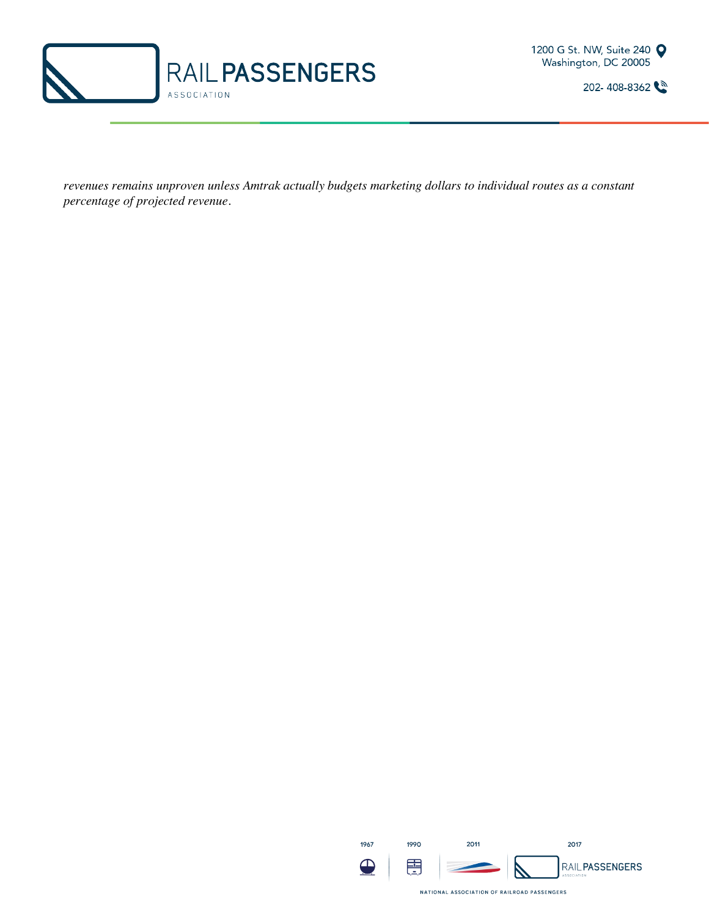*revenues remains unproven unless Amtrak actually budgets marketing dollars to individual routes as a constant percentage of projected revenue*.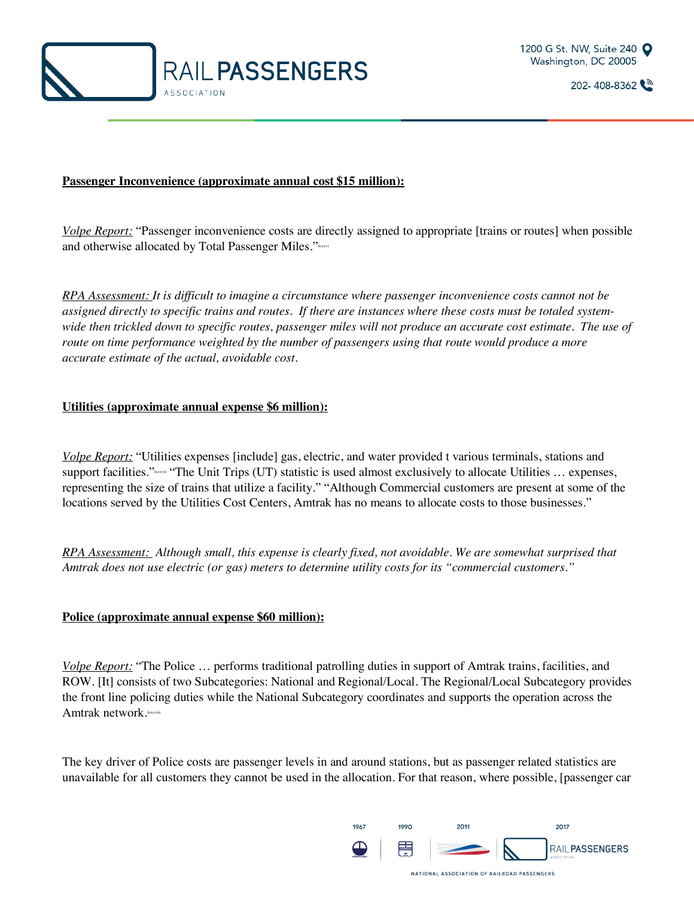<u>**Passenger Inconvenience (approximate annual cost $15 million):**</u>

*<u>Volpe Report:</u>* "Passenger inconvenience costs are directly assigned to appropriate [trains or routes] when possible and otherwise allocated by Total Passenger Miles."[lxxvi]

*<u>RPA Assessment:</u> It is difficult to imagine a circumstance where passenger inconvenience costs cannot not be assigned directly to specific trains and routes. If there are instances where these costs must be totaled system-wide then trickled down to specific routes, passenger miles will not produce an accurate cost estimate. The use of route on time performance weighted by the number of passengers using that route would produce a more accurate estimate of the actual, avoidable cost.*

<u>**Utilities (approximate annual expense $6 million):**</u>

*<u>Volpe Report:</u>* "Utilities expenses [include] gas, electric, and water provided t various terminals, stations and support facilities."[lxxvii] "The Unit Trips (UT) statistic is used almost exclusively to allocate Utilities … expenses, representing the size of trains that utilize a facility." "Although Commercial customers are present at some of the locations served by the Utilities Cost Centers, Amtrak has no means to allocate costs to those businesses."

*<u>RPA Assessment:</u> Although small, this expense is clearly fixed, not avoidable. We are somewhat surprised that Amtrak does not use electric (or gas) meters to determine utility costs for its "commercial customers."*

<u>**Police (approximate annual expense $60 million):**</u>

*<u>Volpe Report:</u>* "The Police … performs traditional patrolling duties in support of Amtrak trains, facilities, and ROW. [It] consists of two Subcategories: National and Regional/Local. The Regional/Local Subcategory provides the front line policing duties while the National Subcategory coordinates and supports the operation across the Amtrak network.[lxxviii]

The key driver of Police costs are passenger levels in and around stations, but as passenger related statistics are unavailable for all customers they cannot be used in the allocation. For that reason, where possible, [passenger car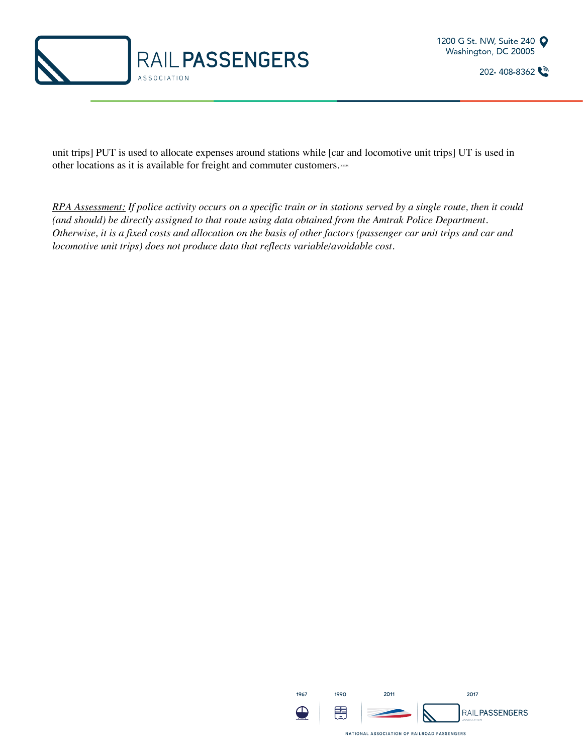unit trips] PUT is used to allocate expenses around stations while [car and locomotive unit trips] UT is used in other locations as it is available for freight and commuter customers.[lxxix]

*<u>RPA Assessment:</u> If police activity occurs on a specific train or in stations served by a single route, then it could (and should) be directly assigned to that route using data obtained from the Amtrak Police Department. Otherwise, it is a fixed costs and allocation on the basis of other factors (passenger car unit trips and car and locomotive unit trips) does not produce data that reflects variable/avoidable cost.*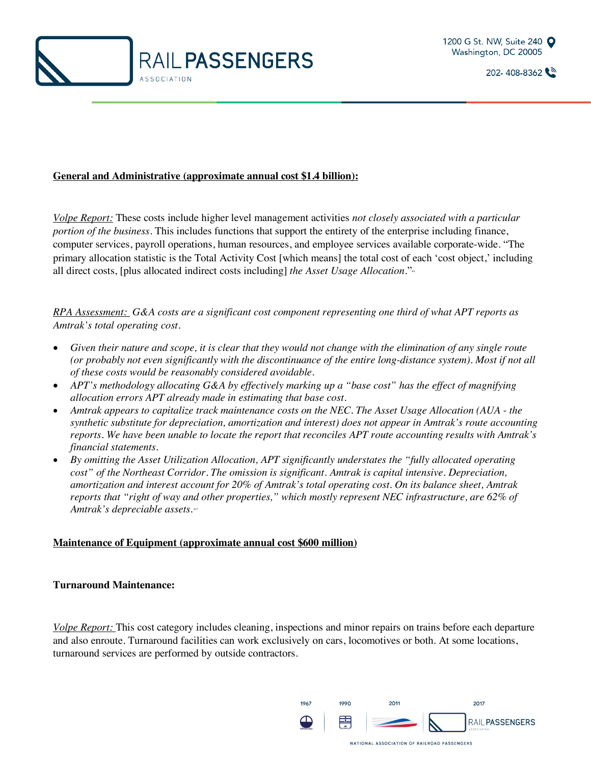**General and Administrative (approximate annual cost $1.4 billion):**

*Volpe Report:* These costs include higher level management activities *not closely associated with a particular portion of the business*. This includes functions that support the entirety of the enterprise including finance, computer services, payroll operations, human resources, and employee services available corporate-wide. "The primary allocation statistic is the Total Activity Cost [which means] the total cost of each 'cost object,' including all direct costs, [plus allocated indirect costs including] *the Asset Usage Allocation*."[xc]

*RPA Assessment: G&A costs are a significant cost component representing one third of what APT reports as Amtrak's total operating cost.*

- *Given their nature and scope, it is clear that they would not change with the elimination of any single route (or probably not even significantly with the discontinuance of the entire long-distance system). Most if not all of these costs would be reasonably considered avoidable.*
- *APT's methodology allocating G&A by effectively marking up a "base cost" has the effect of magnifying allocation errors APT already made in estimating that base cost.*
- *Amtrak appears to capitalize track maintenance costs on the NEC. The Asset Usage Allocation (AUA - the synthetic substitute for depreciation, amortization and interest) does not appear in Amtrak's route accounting reports. We have been unable to locate the report that reconciles APT route accounting results with Amtrak's financial statements.*
- *By omitting the Asset Utilization Allocation, APT significantly understates the "fully allocated operating cost" of the Northeast Corridor. The omission is significant. Amtrak is capital intensive. Depreciation, amortization and interest account for 20% of Amtrak's total operating cost. On its balance sheet, Amtrak reports that "right of way and other properties," which mostly represent NEC infrastructure, are 62% of Amtrak's depreciable assets.*[xci]

**Maintenance of Equipment (approximate annual cost $600 million)**

**Turnaround Maintenance:**

*Volpe Report:* This cost category includes cleaning, inspections and minor repairs on trains before each departure and also enroute. Turnaround facilities can work exclusively on cars, locomotives or both. At some locations, turnaround services are performed by outside contractors.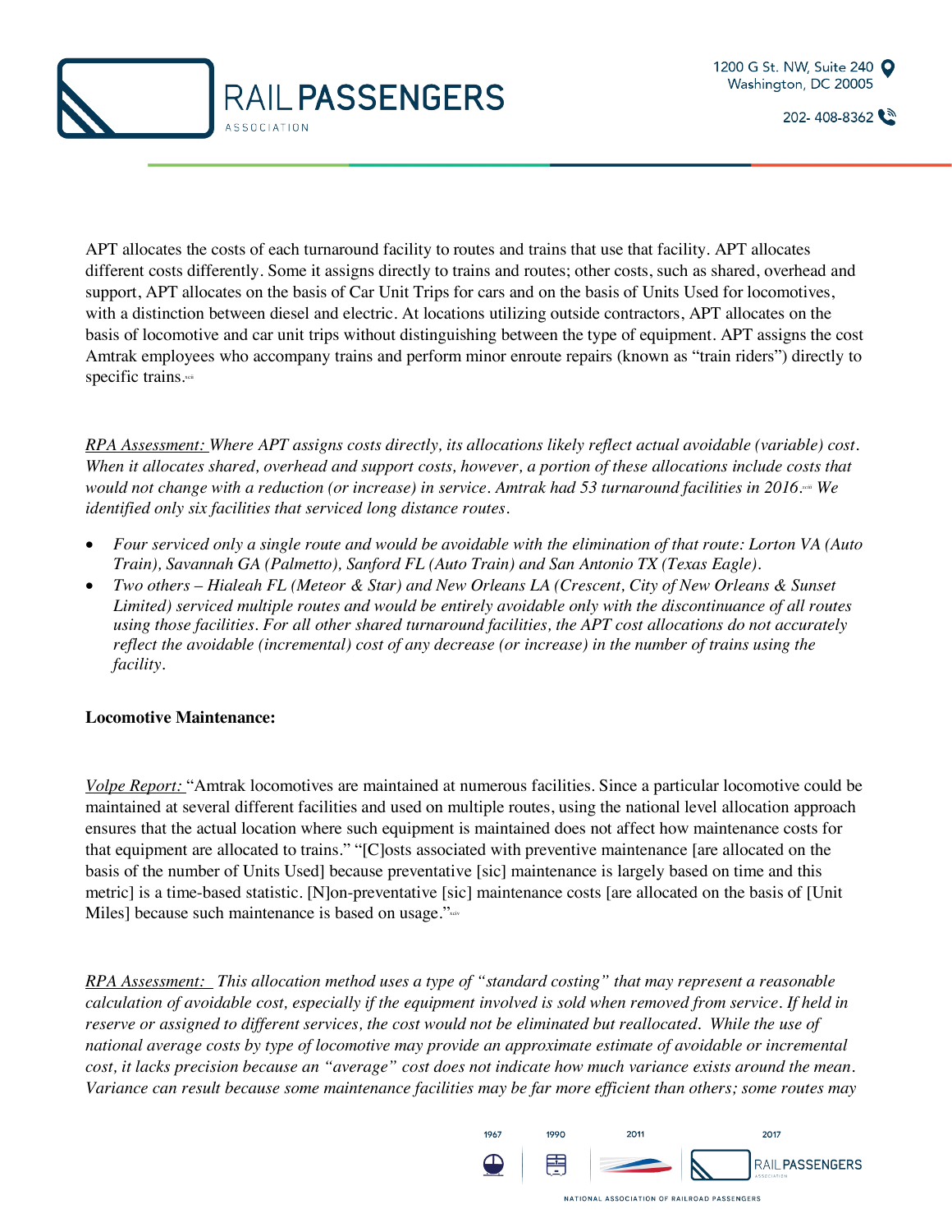APT allocates the costs of each turnaround facility to routes and trains that use that facility. APT allocates different costs differently. Some it assigns directly to trains and routes; other costs, such as shared, overhead and support, APT allocates on the basis of Car Unit Trips for cars and on the basis of Units Used for locomotives, with a distinction between diesel and electric. At locations utilizing outside contractors, APT allocates on the basis of locomotive and car unit trips without distinguishing between the type of equipment. APT assigns the cost Amtrak employees who accompany trains and perform minor enroute repairs (known as "train riders") directly to specific trains.[xcii]

*RPA Assessment:* *Where APT assigns costs directly, its allocations likely reflect actual avoidable (variable) cost. When it allocates shared, overhead and support costs, however, a portion of these allocations include costs that would not change with a reduction (or increase) in service. Amtrak had 53 turnaround facilities in 2016.*[xciii] *We identified only six facilities that serviced long distance routes.*

- *Four serviced only a single route and would be avoidable with the elimination of that route: Lorton VA (Auto Train), Savannah GA (Palmetto), Sanford FL (Auto Train) and San Antonio TX (Texas Eagle).*
- *Two others – Hialeah FL (Meteor & Star) and New Orleans LA (Crescent, City of New Orleans & Sunset Limited) serviced multiple routes and would be entirely avoidable only with the discontinuance of all routes using those facilities. For all other shared turnaround facilities, the APT cost allocations do not accurately reflect the avoidable (incremental) cost of any decrease (or increase) in the number of trains using the facility.*

**Locomotive Maintenance:**

*Volpe Report:* "Amtrak locomotives are maintained at numerous facilities. Since a particular locomotive could be maintained at several different facilities and used on multiple routes, using the national level allocation approach ensures that the actual location where such equipment is maintained does not affect how maintenance costs for that equipment are allocated to trains." "[C]osts associated with preventive maintenance [are allocated on the basis of the number of Units Used] because preventative [sic] maintenance is largely based on time and this metric] is a time-based statistic. [N]on-preventative [sic] maintenance costs [are allocated on the basis of [Unit Miles] because such maintenance is based on usage."[xciv]

*RPA Assessment:* *This allocation method uses a type of "standard costing" that may represent a reasonable calculation of avoidable cost, especially if the equipment involved is sold when removed from service. If held in reserve or assigned to different services, the cost would not be eliminated but reallocated. While the use of national average costs by type of locomotive may provide an approximate estimate of avoidable or incremental cost, it lacks precision because an "average" cost does not indicate how much variance exists around the mean. Variance can result because some maintenance facilities may be far more efficient than others; some routes may*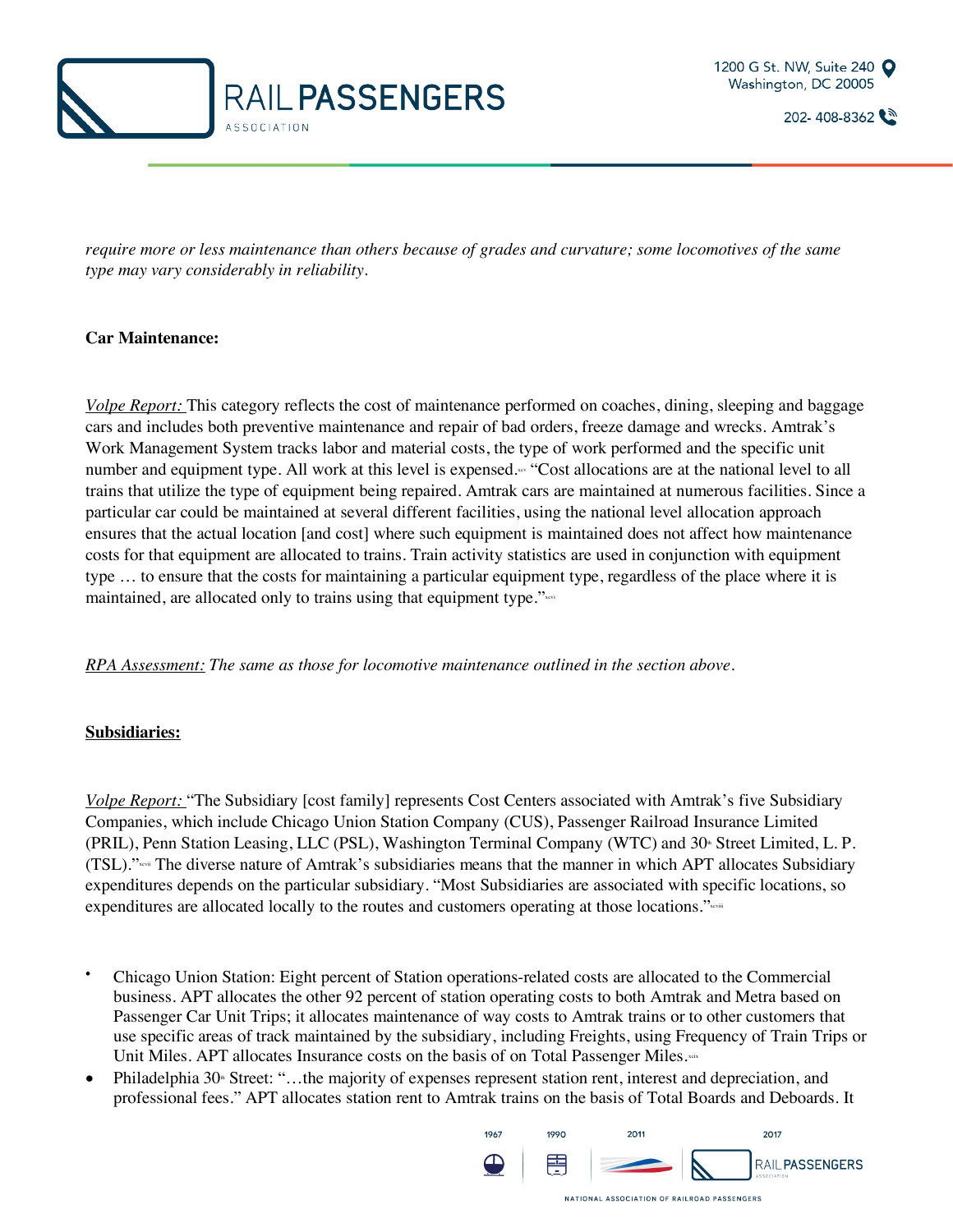*require more or less maintenance than others because of grades and curvature; some locomotives of the same type may vary considerably in reliability.*

**Car Maintenance:**

*Volpe Report:* This category reflects the cost of maintenance performed on coaches, dining, sleeping and baggage cars and includes both preventive maintenance and repair of bad orders, freeze damage and wrecks. Amtrak's Work Management System tracks labor and material costs, the type of work performed and the specific unit number and equipment type. All work at this level is expensed.[xcv] "Cost allocations are at the national level to all trains that utilize the type of equipment being repaired. Amtrak cars are maintained at numerous facilities. Since a particular car could be maintained at several different facilities, using the national level allocation approach ensures that the actual location [and cost] where such equipment is maintained does not affect how maintenance costs for that equipment are allocated to trains. Train activity statistics are used in conjunction with equipment type … to ensure that the costs for maintaining a particular equipment type, regardless of the place where it is maintained, are allocated only to trains using that equipment type."[xcvi]

*RPA Assessment: The same as those for locomotive maintenance outlined in the section above.*

**Subsidiaries:**

*Volpe Report:* "The Subsidiary [cost family] represents Cost Centers associated with Amtrak's five Subsidiary Companies, which include Chicago Union Station Company (CUS), Passenger Railroad Insurance Limited (PRIL), Penn Station Leasing, LLC (PSL), Washington Terminal Company (WTC) and 30th Street Limited, L. P. (TSL)."[xcvii] The diverse nature of Amtrak's subsidiaries means that the manner in which APT allocates Subsidiary expenditures depends on the particular subsidiary. "Most Subsidiaries are associated with specific locations, so expenditures are allocated locally to the routes and customers operating at those locations."[xcviii]

- Chicago Union Station: Eight percent of Station operations-related costs are allocated to the Commercial business. APT allocates the other 92 percent of station operating costs to both Amtrak and Metra based on Passenger Car Unit Trips; it allocates maintenance of way costs to Amtrak trains or to other customers that use specific areas of track maintained by the subsidiary, including Freights, using Frequency of Train Trips or Unit Miles. APT allocates Insurance costs on the basis of on Total Passenger Miles.[xcix]
- Philadelphia 30th Street: "…the majority of expenses represent station rent, interest and depreciation, and professional fees." APT allocates station rent to Amtrak trains on the basis of Total Boards and Deboards. It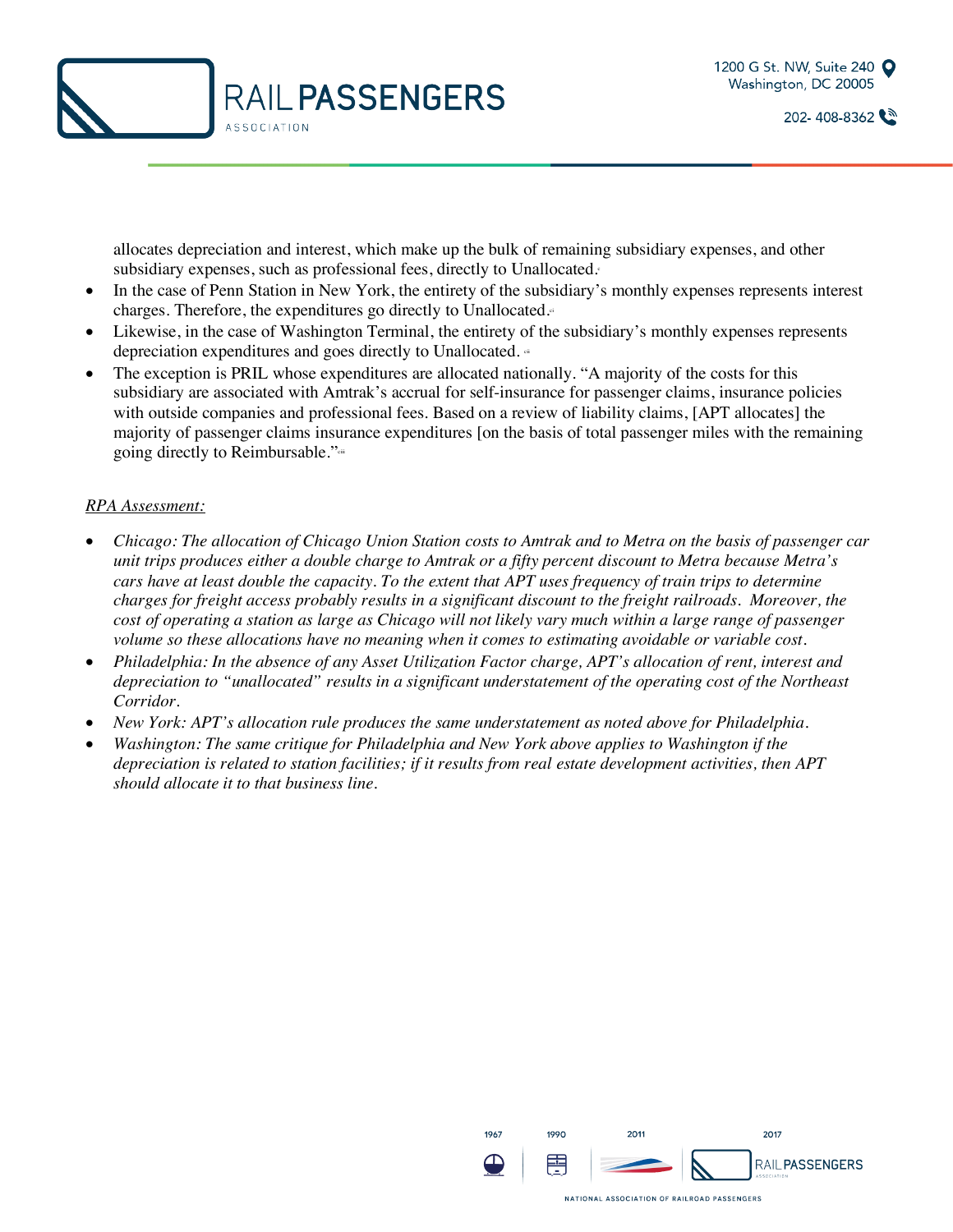allocates depreciation and interest, which make up the bulk of remaining subsidiary expenses, and other subsidiary expenses, such as professional fees, directly to Unallocated.[c]

- In the case of Penn Station in New York, the entirety of the subsidiary's monthly expenses represents interest charges. Therefore, the expenditures go directly to Unallocated.[ci]
- Likewise, in the case of Washington Terminal, the entirety of the subsidiary's monthly expenses represents depreciation expenditures and goes directly to Unallocated.[cii]
- The exception is PRIL whose expenditures are allocated nationally. "A majority of the costs for this subsidiary are associated with Amtrak's accrual for self-insurance for passenger claims, insurance policies with outside companies and professional fees. Based on a review of liability claims, [APT allocates] the majority of passenger claims insurance expenditures [on the basis of total passenger miles with the remaining going directly to Reimbursable."[ciii]

*RPA Assessment:*

- *Chicago: The allocation of Chicago Union Station costs to Amtrak and to Metra on the basis of passenger car unit trips produces either a double charge to Amtrak or a fifty percent discount to Metra because Metra's cars have at least double the capacity. To the extent that APT uses frequency of train trips to determine charges for freight access probably results in a significant discount to the freight railroads. Moreover, the cost of operating a station as large as Chicago will not likely vary much within a large range of passenger volume so these allocations have no meaning when it comes to estimating avoidable or variable cost.*
- *Philadelphia: In the absence of any Asset Utilization Factor charge, APT's allocation of rent, interest and depreciation to "unallocated" results in a significant understatement of the operating cost of the Northeast Corridor.*
- *New York: APT's allocation rule produces the same understatement as noted above for Philadelphia.*
- *Washington: The same critique for Philadelphia and New York above applies to Washington if the depreciation is related to station facilities; if it results from real estate development activities, then APT should allocate it to that business line.*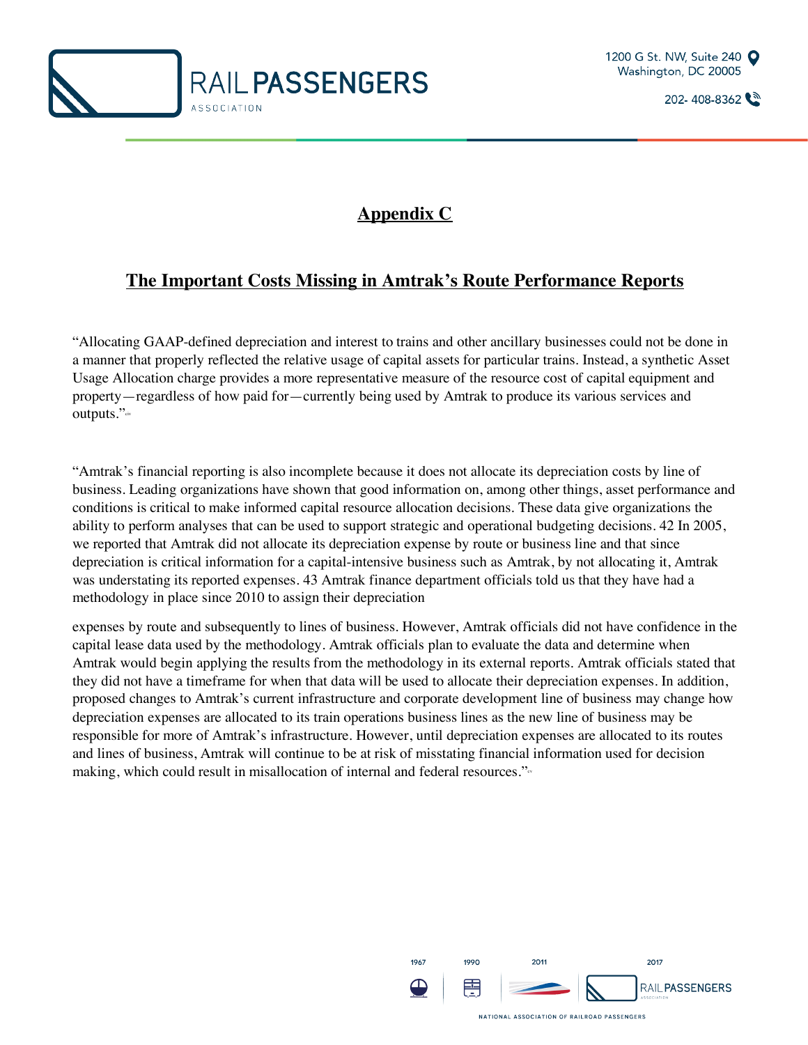# Appendix C

## The Important Costs Missing in Amtrak's Route Performance Reports

"Allocating GAAP-defined depreciation and interest to trains and other ancillary businesses could not be done in a manner that properly reflected the relative usage of capital assets for particular trains. Instead, a synthetic Asset Usage Allocation charge provides a more representative measure of the resource cost of capital equipment and property—regardless of how paid for—currently being used by Amtrak to produce its various services and outputs."[civ]

"Amtrak's financial reporting is also incomplete because it does not allocate its depreciation costs by line of business. Leading organizations have shown that good information on, among other things, asset performance and conditions is critical to make informed capital resource allocation decisions. These data give organizations the ability to perform analyses that can be used to support strategic and operational budgeting decisions. 42 In 2005, we reported that Amtrak did not allocate its depreciation expense by route or business line and that since depreciation is critical information for a capital-intensive business such as Amtrak, by not allocating it, Amtrak was understating its reported expenses. 43 Amtrak finance department officials told us that they have had a methodology in place since 2010 to assign their depreciation expenses by route and subsequently to lines of business. However, Amtrak officials did not have confidence in the capital lease data used by the methodology. Amtrak officials plan to evaluate the data and determine when Amtrak would begin applying the results from the methodology in its external reports. Amtrak officials stated that they did not have a timeframe for when that data will be used to allocate their depreciation expenses. In addition, proposed changes to Amtrak's current infrastructure and corporate development line of business may change how depreciation expenses are allocated to its train operations business lines as the new line of business may be responsible for more of Amtrak's infrastructure. However, until depreciation expenses are allocated to its routes and lines of business, Amtrak will continue to be at risk of misstating financial information used for decision making, which could result in misallocation of internal and federal resources."[cv]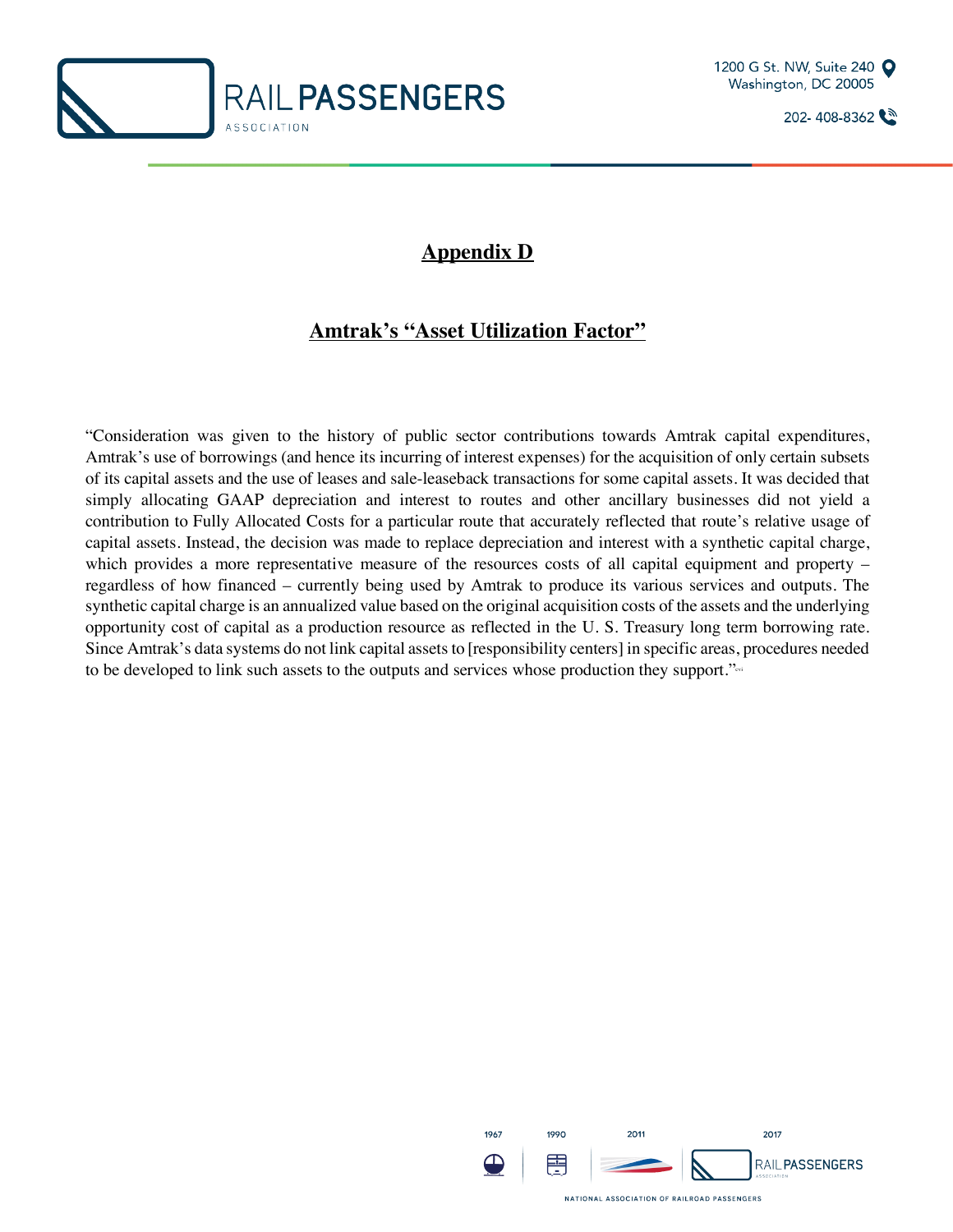# Appendix D

## Amtrak's "Asset Utilization Factor"

"Consideration was given to the history of public sector contributions towards Amtrak capital expenditures, Amtrak's use of borrowings (and hence its incurring of interest expenses) for the acquisition of only certain subsets of its capital assets and the use of leases and sale-leaseback transactions for some capital assets. It was decided that simply allocating GAAP depreciation and interest to routes and other ancillary businesses did not yield a contribution to Fully Allocated Costs for a particular route that accurately reflected that route's relative usage of capital assets. Instead, the decision was made to replace depreciation and interest with a synthetic capital charge, which provides a more representative measure of the resources costs of all capital equipment and property – regardless of how financed – currently being used by Amtrak to produce its various services and outputs. The synthetic capital charge is an annualized value based on the original acquisition costs of the assets and the underlying opportunity cost of capital as a production resource as reflected in the U. S. Treasury long term borrowing rate. Since Amtrak's data systems do not link capital assets to [responsibility centers] in specific areas, procedures needed to be developed to link such assets to the outputs and services whose production they support."[cvi]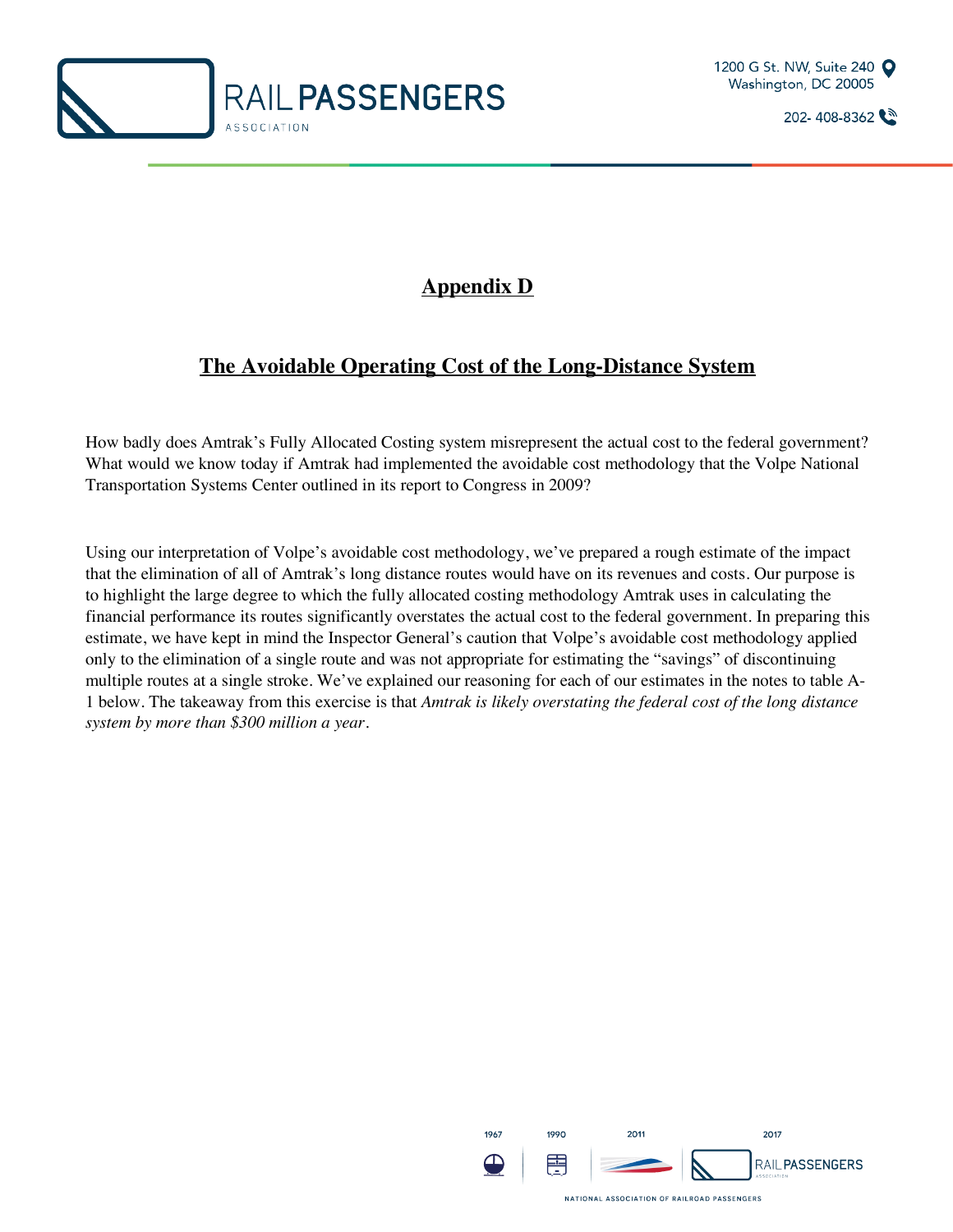# Appendix D

## The Avoidable Operating Cost of the Long-Distance System

How badly does Amtrak's Fully Allocated Costing system misrepresent the actual cost to the federal government? What would we know today if Amtrak had implemented the avoidable cost methodology that the Volpe National Transportation Systems Center outlined in its report to Congress in 2009?

Using our interpretation of Volpe's avoidable cost methodology, we've prepared a rough estimate of the impact that the elimination of all of Amtrak's long distance routes would have on its revenues and costs. Our purpose is to highlight the large degree to which the fully allocated costing methodology Amtrak uses in calculating the financial performance its routes significantly overstates the actual cost to the federal government. In preparing this estimate, we have kept in mind the Inspector General's caution that Volpe's avoidable cost methodology applied only to the elimination of a single route and was not appropriate for estimating the "savings" of discontinuing multiple routes at a single stroke. We've explained our reasoning for each of our estimates in the notes to table A-1 below. The takeaway from this exercise is that *Amtrak is likely overstating the federal cost of the long distance system by more than $300 million a year*.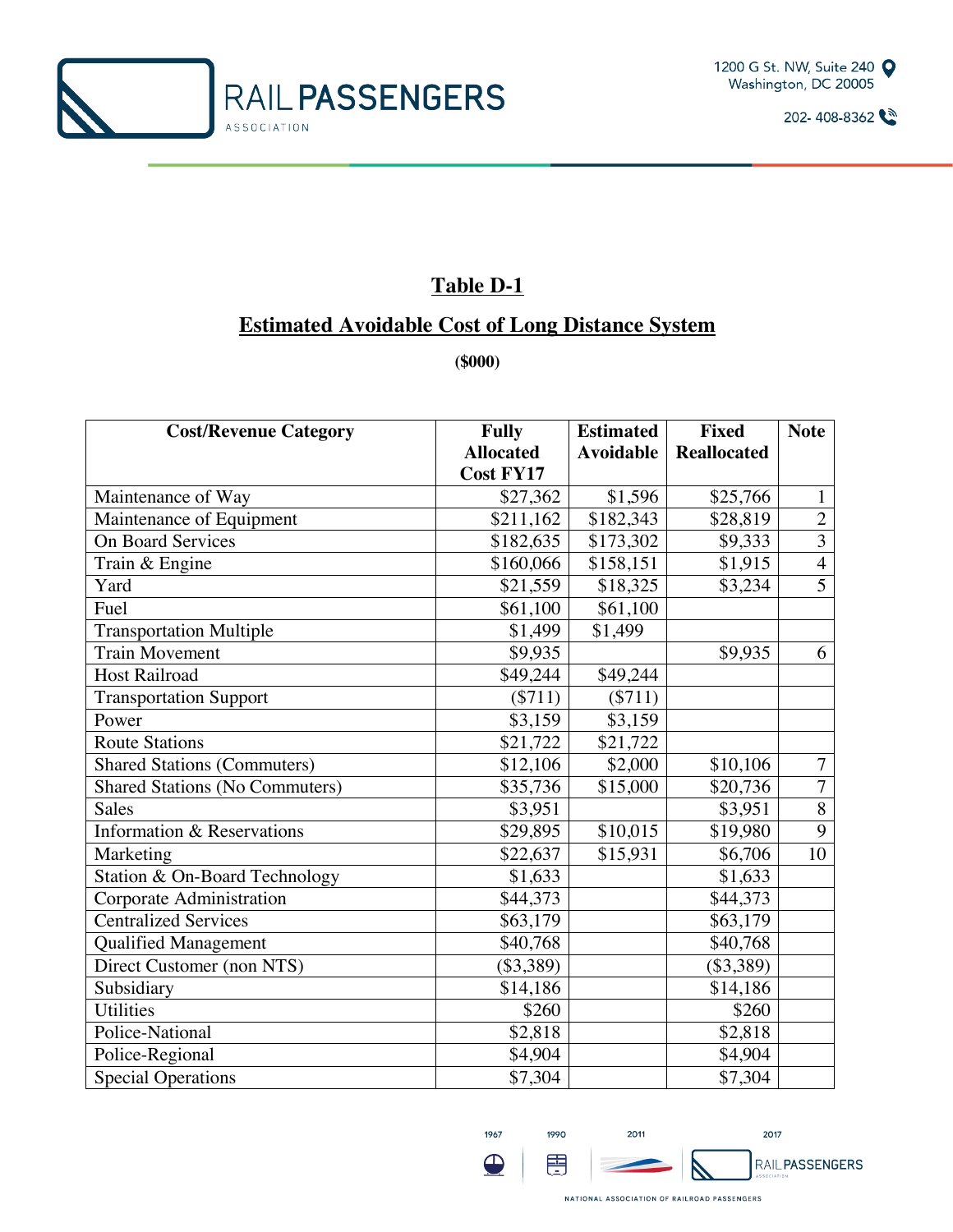## Table D-1

## Estimated Avoidable Cost of Long Distance System

**($000)**

| Cost/Revenue Category | Fully Allocated Cost FY17 | Estimated Avoidable | Fixed Reallocated | Note |
|---|---|---|---|---|
| Maintenance of Way | $27,362 | $1,596 | $25,766 | 1 |
| Maintenance of Equipment | $211,162 | $182,343 | $28,819 | 2 |
| On Board Services | $182,635 | $173,302 | $9,333 | 3 |
| Train & Engine | $160,066 | $158,151 | $1,915 | 4 |
| Yard | $21,559 | $18,325 | $3,234 | 5 |
| Fuel | $61,100 | $61,100 | | |
| Transportation Multiple | $1,499 | $1,499 | | |
| Train Movement | $9,935 | | $9,935 | 6 |
| Host Railroad | $49,244 | $49,244 | | |
| Transportation Support | ($711) | ($711) | | |
| Power | $3,159 | $3,159 | | |
| Route Stations | $21,722 | $21,722 | | |
| Shared Stations (Commuters) | $12,106 | $2,000 | $10,106 | 7 |
| Shared Stations (No Commuters) | $35,736 | $15,000 | $20,736 | 7 |
| Sales | $3,951 | | $3,951 | 8 |
| Information & Reservations | $29,895 | $10,015 | $19,980 | 9 |
| Marketing | $22,637 | $15,931 | $6,706 | 10 |
| Station & On-Board Technology | $1,633 | | $1,633 | |
| Corporate Administration | $44,373 | | $44,373 | |
| Centralized Services | $63,179 | | $63,179 | |
| Qualified Management | $40,768 | | $40,768 | |
| Direct Customer (non NTS) | ($3,389) | | ($3,389) | |
| Subsidiary | $14,186 | | $14,186 | |
| Utilities | $260 | | $260 | |
| Police-National | $2,818 | | $2,818 | |
| Police-Regional | $4,904 | | $4,904 | |
| Special Operations | $7,304 | | $7,304 | |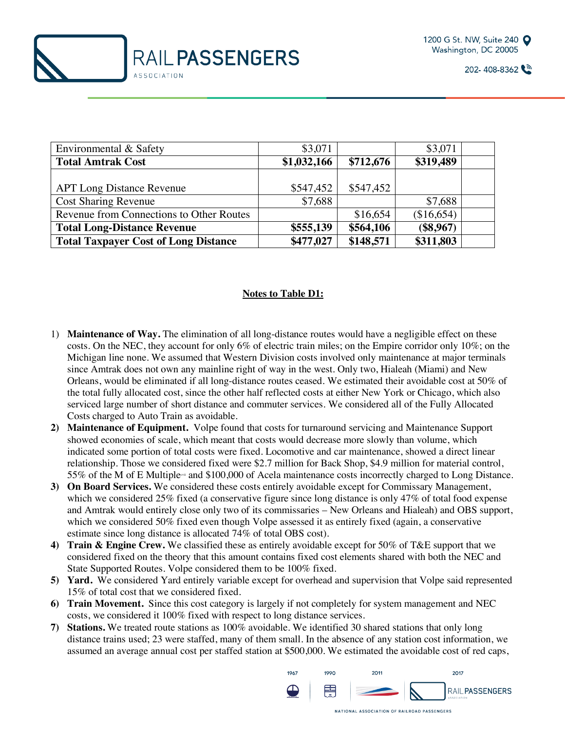| | | | | |
|---|---|---|---|---|
| Environmental & Safety | $3,071 | | $3,071 | |
| **Total Amtrak Cost** | **$1,032,166** | **$712,676** | **$319,489** | |
| APT Long Distance Revenue | $547,452 | $547,452 | | |
| Cost Sharing Revenue | $7,688 | | $7,688 | |
| Revenue from Connections to Other Routes | | $16,654 | ($16,654) | |
| **Total Long-Distance Revenue** | **$555,139** | **$564,106** | **($8,967)** | |
| **Total Taxpayer Cost of Long Distance** | **$477,027** | **$148,571** | **$311,803** | |

**<u>Notes to Table D1:</u>**

1) **Maintenance of Way.** The elimination of all long-distance routes would have a negligible effect on these costs. On the NEC, they account for only 6% of electric train miles; on the Empire corridor only 10%; on the Michigan line none. We assumed that Western Division costs involved only maintenance at major terminals since Amtrak does not own any mainline right of way in the west. Only two, Hialeah (Miami) and New Orleans, would be eliminated if all long-distance routes ceased. We estimated their avoidable cost at 50% of the total fully allocated cost, since the other half reflected costs at either New York or Chicago, which also serviced large number of short distance and commuter services. We considered all of the Fully Allocated Costs charged to Auto Train as avoidable.
2) **Maintenance of Equipment.** Volpe found that costs for turnaround servicing and Maintenance Support showed economies of scale, which meant that costs would decrease more slowly than volume, which indicated some portion of total costs were fixed. Locomotive and car maintenance, showed a direct linear relationship. Those we considered fixed were $2.7 million for Back Shop, $4.9 million for material control, 55% of the M of E Multiple[xviii] and $100,000 of Acela maintenance costs incorrectly charged to Long Distance.
3) **On Board Services.** We considered these costs entirely avoidable except for Commissary Management, which we considered 25% fixed (a conservative figure since long distance is only 47% of total food expense and Amtrak would entirely close only two of its commissaries – New Orleans and Hialeah) and OBS support, which we considered 50% fixed even though Volpe assessed it as entirely fixed (again, a conservative estimate since long distance is allocated 74% of total OBS cost).
4) **Train & Engine Crew.** We classified these as entirely avoidable except for 50% of T&E support that we considered fixed on the theory that this amount contains fixed cost elements shared with both the NEC and State Supported Routes. Volpe considered them to be 100% fixed.
5) **Yard.** We considered Yard entirely variable except for overhead and supervision that Volpe said represented 15% of total cost that we considered fixed.
6) **Train Movement.** Since this cost category is largely if not completely for system management and NEC costs, we considered it 100% fixed with respect to long distance services.
7) **Stations.** We treated route stations as 100% avoidable. We identified 30 shared stations that only long distance trains used; 23 were staffed, many of them small. In the absence of any station cost information, we assumed an average annual cost per staffed station at $500,000. We estimated the avoidable cost of red caps,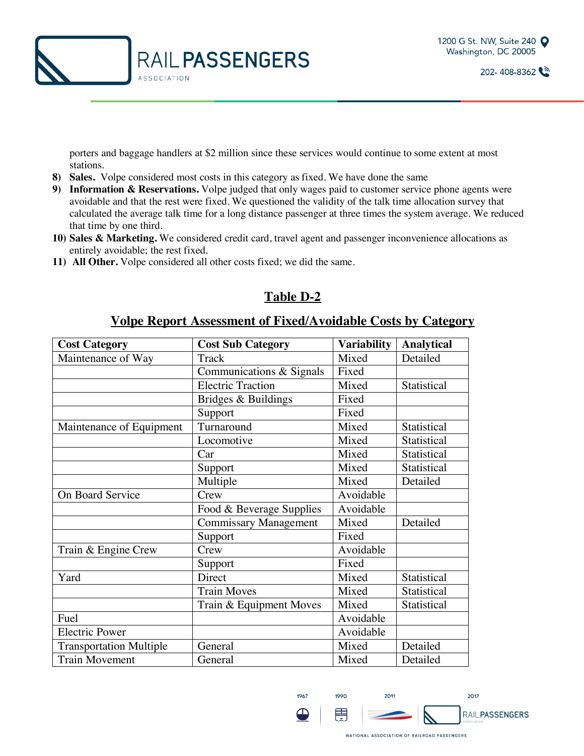porters and baggage handlers at $2 million since these services would continue to some extent at most stations.

8) **Sales.** Volpe considered most costs in this category as fixed. We have done the same
9) **Information & Reservations.** Volpe judged that only wages paid to customer service phone agents were avoidable and that the rest were fixed. We questioned the validity of the talk time allocation survey that calculated the average talk time for a long distance passenger at three times the system average. We reduced that time by one third.
10) **Sales & Marketing.** We considered credit card, travel agent and passenger inconvenience allocations as entirely avoidable; the rest fixed.
11) **All Other.** Volpe considered all other costs fixed; we did the same.

## Table D-2

### Volpe Report Assessment of Fixed/Avoidable Costs by Category

| Cost Category | Cost Sub Category | Variability | Analytical |
|---|---|---|---|
| Maintenance of Way | Track | Mixed | Detailed |
| | Communications & Signals | Fixed | |
| | Electric Traction | Mixed | Statistical |
| | Bridges & Buildings | Fixed | |
| | Support | Fixed | |
| Maintenance of Equipment | Turnaround | Mixed | Statistical |
| | Locomotive | Mixed | Statistical |
| | Car | Mixed | Statistical |
| | Support | Mixed | Statistical |
| | Multiple | Mixed | Detailed |
| On Board Service | Crew | Avoidable | |
| | Food & Beverage Supplies | Avoidable | |
| | Commissary Management | Mixed | Detailed |
| | Support | Fixed | |
| Train & Engine Crew | Crew | Avoidable | |
| | Support | Fixed | |
| Yard | Direct | Mixed | Statistical |
| | Train Moves | Mixed | Statistical |
| | Train & Equipment Moves | Mixed | Statistical |
| Fuel | | Avoidable | |
| Electric Power | | Avoidable | |
| Transportation Multiple | General | Mixed | Detailed |
| Train Movement | General | Mixed | Detailed |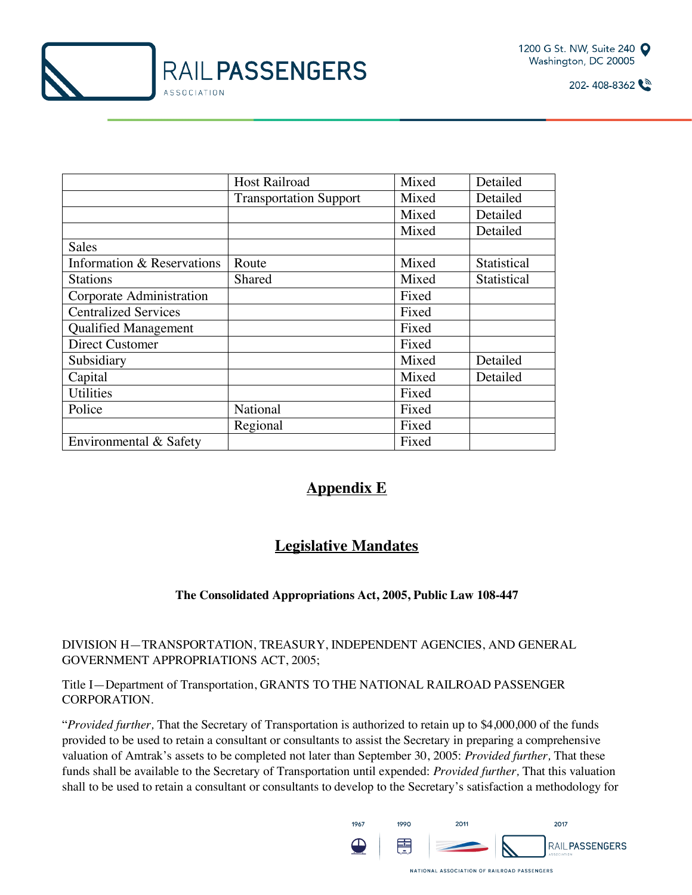| | | | |
|---|---|---|---|
| | Host Railroad | Mixed | Detailed |
| | Transportation Support | Mixed | Detailed |
| | | Mixed | Detailed |
| | | Mixed | Detailed |
| Sales | | | |
| Information & Reservations | Route | Mixed | Statistical |
| Stations | Shared | Mixed | Statistical |
| Corporate Administration | | Fixed | |
| Centralized Services | | Fixed | |
| Qualified Management | | Fixed | |
| Direct Customer | | Fixed | |
| Subsidiary | | Mixed | Detailed |
| Capital | | Mixed | Detailed |
| Utilities | | Fixed | |
| Police | National | Fixed | |
| | Regional | Fixed | |
| Environmental & Safety | | Fixed | |

# Appendix E

## Legislative Mandates

### The Consolidated Appropriations Act, 2005, Public Law 108-447

DIVISION H—TRANSPORTATION, TREASURY, INDEPENDENT AGENCIES, AND GENERAL GOVERNMENT APPROPRIATIONS ACT, 2005;

Title I—Department of Transportation, GRANTS TO THE NATIONAL RAILROAD PASSENGER CORPORATION.

"*Provided further,* That the Secretary of Transportation is authorized to retain up to $4,000,000 of the funds provided to be used to retain a consultant or consultants to assist the Secretary in preparing a comprehensive valuation of Amtrak's assets to be completed not later than September 30, 2005: *Provided further,* That these funds shall be available to the Secretary of Transportation until expended: *Provided further,* That this valuation shall to be used to retain a consultant or consultants to develop to the Secretary's satisfaction a methodology for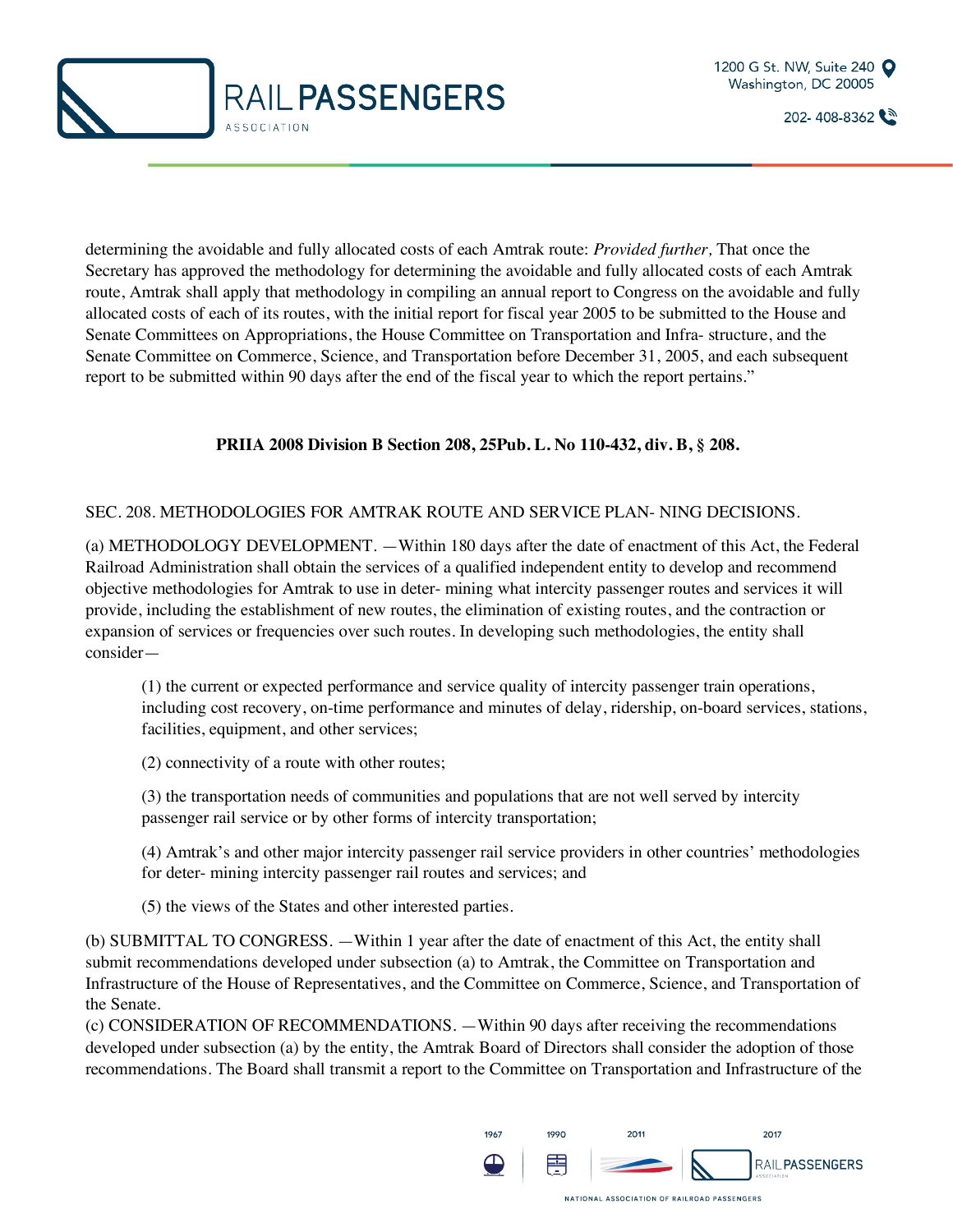determining the avoidable and fully allocated costs of each Amtrak route: *Provided further,* That once the Secretary has approved the methodology for determining the avoidable and fully allocated costs of each Amtrak route, Amtrak shall apply that methodology in compiling an annual report to Congress on the avoidable and fully allocated costs of each of its routes, with the initial report for fiscal year 2005 to be submitted to the House and Senate Committees on Appropriations, the House Committee on Transportation and Infra- structure, and the Senate Committee on Commerce, Science, and Transportation before December 31, 2005, and each subsequent report to be submitted within 90 days after the end of the fiscal year to which the report pertains."

**PRIIA 2008 Division B Section 208, 25Pub. L. No 110-432, div. B, § 208.**

SEC. 208. METHODOLOGIES FOR AMTRAK ROUTE AND SERVICE PLAN- NING DECISIONS.

(a) METHODOLOGY DEVELOPMENT. —Within 180 days after the date of enactment of this Act, the Federal Railroad Administration shall obtain the services of a qualified independent entity to develop and recommend objective methodologies for Amtrak to use in deter- mining what intercity passenger routes and services it will provide, including the establishment of new routes, the elimination of existing routes, and the contraction or expansion of services or frequencies over such routes. In developing such methodologies, the entity shall consider—

> (1) the current or expected performance and service quality of intercity passenger train operations, including cost recovery, on-time performance and minutes of delay, ridership, on-board services, stations, facilities, equipment, and other services;
>
> (2) connectivity of a route with other routes;
>
> (3) the transportation needs of communities and populations that are not well served by intercity passenger rail service or by other forms of intercity transportation;
>
> (4) Amtrak's and other major intercity passenger rail service providers in other countries' methodologies for deter- mining intercity passenger rail routes and services; and
>
> (5) the views of the States and other interested parties.

(b) SUBMITTAL TO CONGRESS. —Within 1 year after the date of enactment of this Act, the entity shall submit recommendations developed under subsection (a) to Amtrak, the Committee on Transportation and Infrastructure of the House of Representatives, and the Committee on Commerce, Science, and Transportation of the Senate.

(c) CONSIDERATION OF RECOMMENDATIONS. —Within 90 days after receiving the recommendations developed under subsection (a) by the entity, the Amtrak Board of Directors shall consider the adoption of those recommendations. The Board shall transmit a report to the Committee on Transportation and Infrastructure of the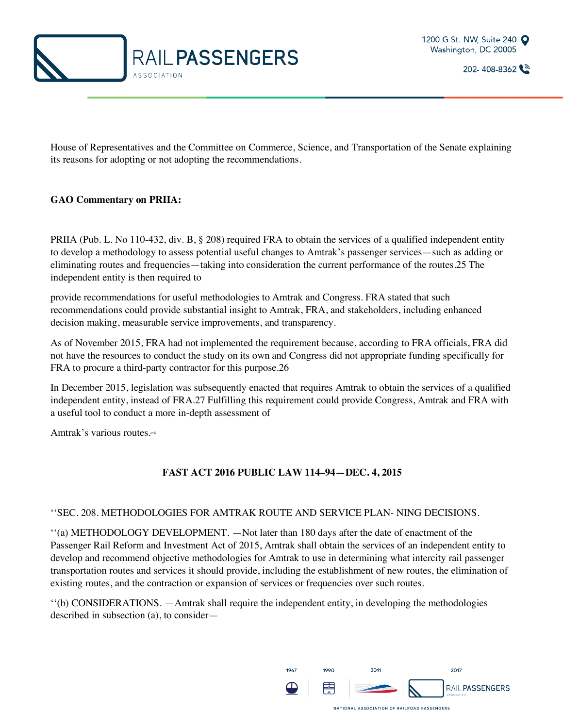House of Representatives and the Committee on Commerce, Science, and Transportation of the Senate explaining its reasons for adopting or not adopting the recommendations.

**GAO Commentary on PRIIA:**

PRIIA (Pub. L. No 110-432, div. B, § 208) required FRA to obtain the services of a qualified independent entity to develop a methodology to assess potential useful changes to Amtrak's passenger services—such as adding or eliminating routes and frequencies—taking into consideration the current performance of the routes.25 The independent entity is then required to

provide recommendations for useful methodologies to Amtrak and Congress. FRA stated that such recommendations could provide substantial insight to Amtrak, FRA, and stakeholders, including enhanced decision making, measurable service improvements, and transparency.

As of November 2015, FRA had not implemented the requirement because, according to FRA officials, FRA did not have the resources to conduct the study on its own and Congress did not appropriate funding specifically for FRA to procure a third-party contractor for this purpose.26

In December 2015, legislation was subsequently enacted that requires Amtrak to obtain the services of a qualified independent entity, instead of FRA.27 Fulfilling this requirement could provide Congress, Amtrak and FRA with a useful tool to conduct a more in-depth assessment of

Amtrak's various routes.[cvii]

**FAST ACT 2016 PUBLIC LAW 114–94—DEC. 4, 2015**

''SEC. 208. METHODOLOGIES FOR AMTRAK ROUTE AND SERVICE PLAN- NING DECISIONS.

''(a) METHODOLOGY DEVELOPMENT. —Not later than 180 days after the date of enactment of the Passenger Rail Reform and Investment Act of 2015, Amtrak shall obtain the services of an independent entity to develop and recommend objective methodologies for Amtrak to use in determining what intercity rail passenger transportation routes and services it should provide, including the establishment of new routes, the elimination of existing routes, and the contraction or expansion of services or frequencies over such routes.

''(b) CONSIDERATIONS. —Amtrak shall require the independent entity, in developing the methodologies described in subsection (a), to consider—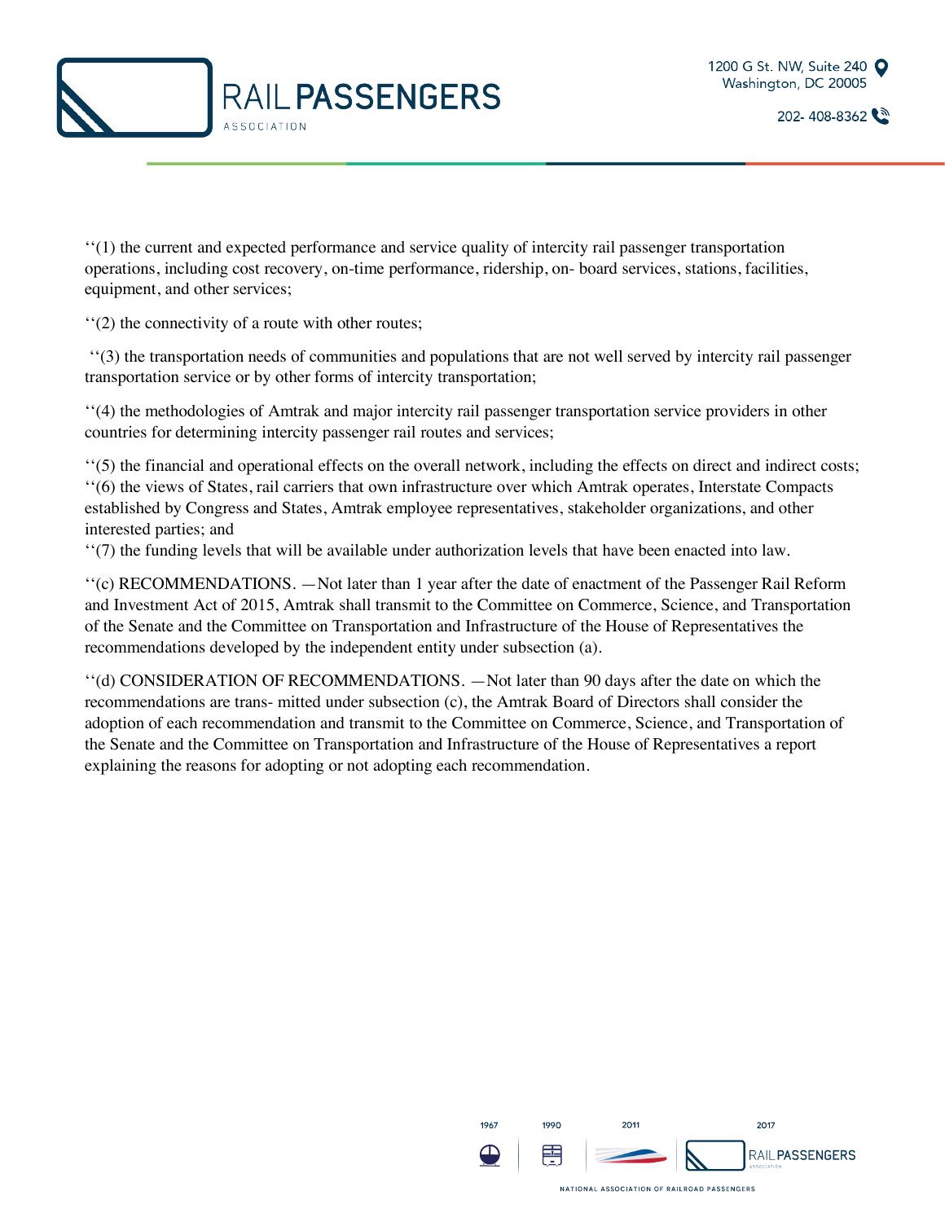‘‘(1) the current and expected performance and service quality of intercity rail passenger transportation operations, including cost recovery, on-time performance, ridership, on- board services, stations, facilities, equipment, and other services;

‘‘(2) the connectivity of a route with other routes;

‘‘(3) the transportation needs of communities and populations that are not well served by intercity rail passenger transportation service or by other forms of intercity transportation;

‘‘(4) the methodologies of Amtrak and major intercity rail passenger transportation service providers in other countries for determining intercity passenger rail routes and services;

‘‘(5) the financial and operational effects on the overall network, including the effects on direct and indirect costs;
‘‘(6) the views of States, rail carriers that own infrastructure over which Amtrak operates, Interstate Compacts established by Congress and States, Amtrak employee representatives, stakeholder organizations, and other interested parties; and
‘‘(7) the funding levels that will be available under authorization levels that have been enacted into law.

‘‘(c) RECOMMENDATIONS. —Not later than 1 year after the date of enactment of the Passenger Rail Reform and Investment Act of 2015, Amtrak shall transmit to the Committee on Commerce, Science, and Transportation of the Senate and the Committee on Transportation and Infrastructure of the House of Representatives the recommendations developed by the independent entity under subsection (a).

‘‘(d) CONSIDERATION OF RECOMMENDATIONS. —Not later than 90 days after the date on which the recommendations are trans- mitted under subsection (c), the Amtrak Board of Directors shall consider the adoption of each recommendation and transmit to the Committee on Commerce, Science, and Transportation of the Senate and the Committee on Transportation and Infrastructure of the House of Representatives a report explaining the reasons for adopting or not adopting each recommendation.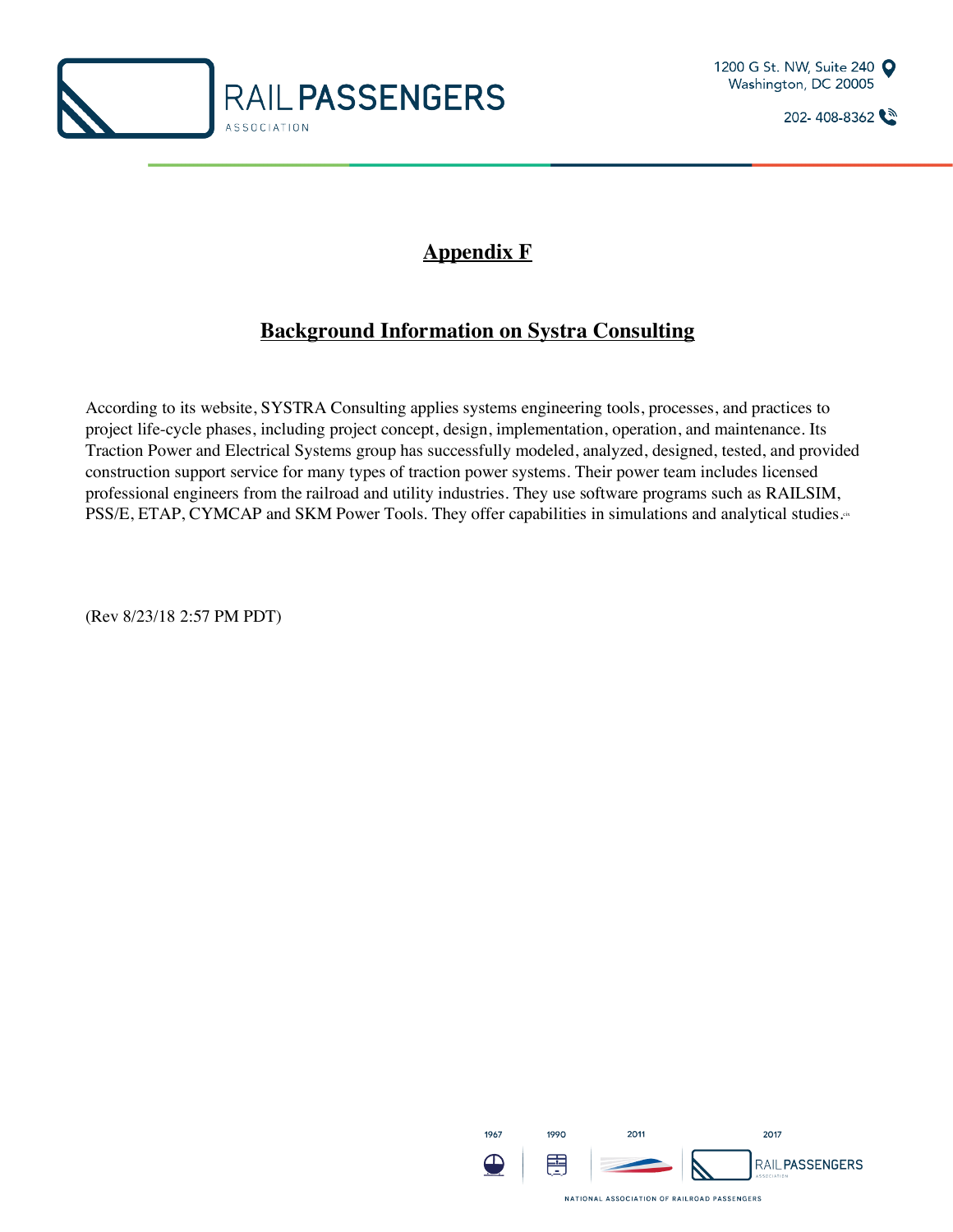# Appendix F

## Background Information on Systra Consulting

According to its website, SYSTRA Consulting applies systems engineering tools, processes, and practices to project life-cycle phases, including project concept, design, implementation, operation, and maintenance. Its Traction Power and Electrical Systems group has successfully modeled, analyzed, designed, tested, and provided construction support service for many types of traction power systems. Their power team includes licensed professional engineers from the railroad and utility industries. They use software programs such as RAILSIM, PSS/E, ETAP, CYMCAP and SKM Power Tools. They offer capabilities in simulations and analytical studies.[cix]

(Rev 8/23/18 2:57 PM PDT)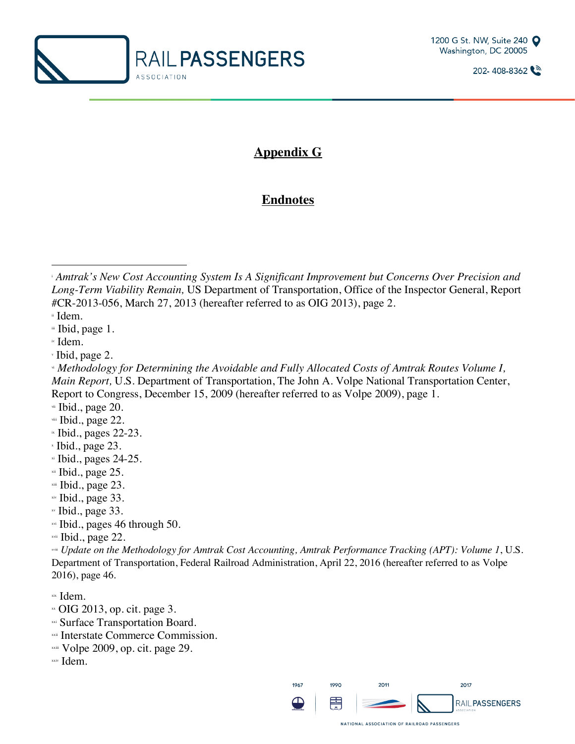## Appendix G

## Endnotes

[i] *Amtrak's New Cost Accounting System Is A Significant Improvement but Concerns Over Precision and Long-Term Viability Remain,* US Department of Transportation, Office of the Inspector General, Report #CR-2013-056, March 27, 2013 (hereafter referred to as OIG 2013), page 2.

[ii] Idem.

[iii] Ibid, page 1.

[iv] Idem.

[v] Ibid, page 2.

[vi] *Methodology for Determining the Avoidable and Fully Allocated Costs of Amtrak Routes Volume I, Main Report,* U.S. Department of Transportation, The John A. Volpe National Transportation Center, Report to Congress, December 15, 2009 (hereafter referred to as Volpe 2009), page 1.

[vii] Ibid., page 20.

[viii] Ibid., page 22.

[ix] Ibid., pages 22-23.

[x] Ibid., page 23.

[xi] Ibid., pages 24-25.

[xii] Ibid., page 25.

[xiii] Ibid., page 23.

[xiv] Ibid., page 33.

[xv] Ibid., page 33.

[xvi] Ibid., pages 46 through 50.

[xvii] Ibid., page 22.

[xviii] *Update on the Methodology for Amtrak Cost Accounting, Amtrak Performance Tracking (APT): Volume 1*, U.S. Department of Transportation, Federal Railroad Administration, April 22, 2016 (hereafter referred to as Volpe 2016), page 46.

[xix] Idem.

[xx] OIG 2013, op. cit. page 3.

[xxi] Surface Transportation Board.

[xxii] Interstate Commerce Commission.

[xxiii] Volpe 2009, op. cit. page 29.

[xxiv] Idem.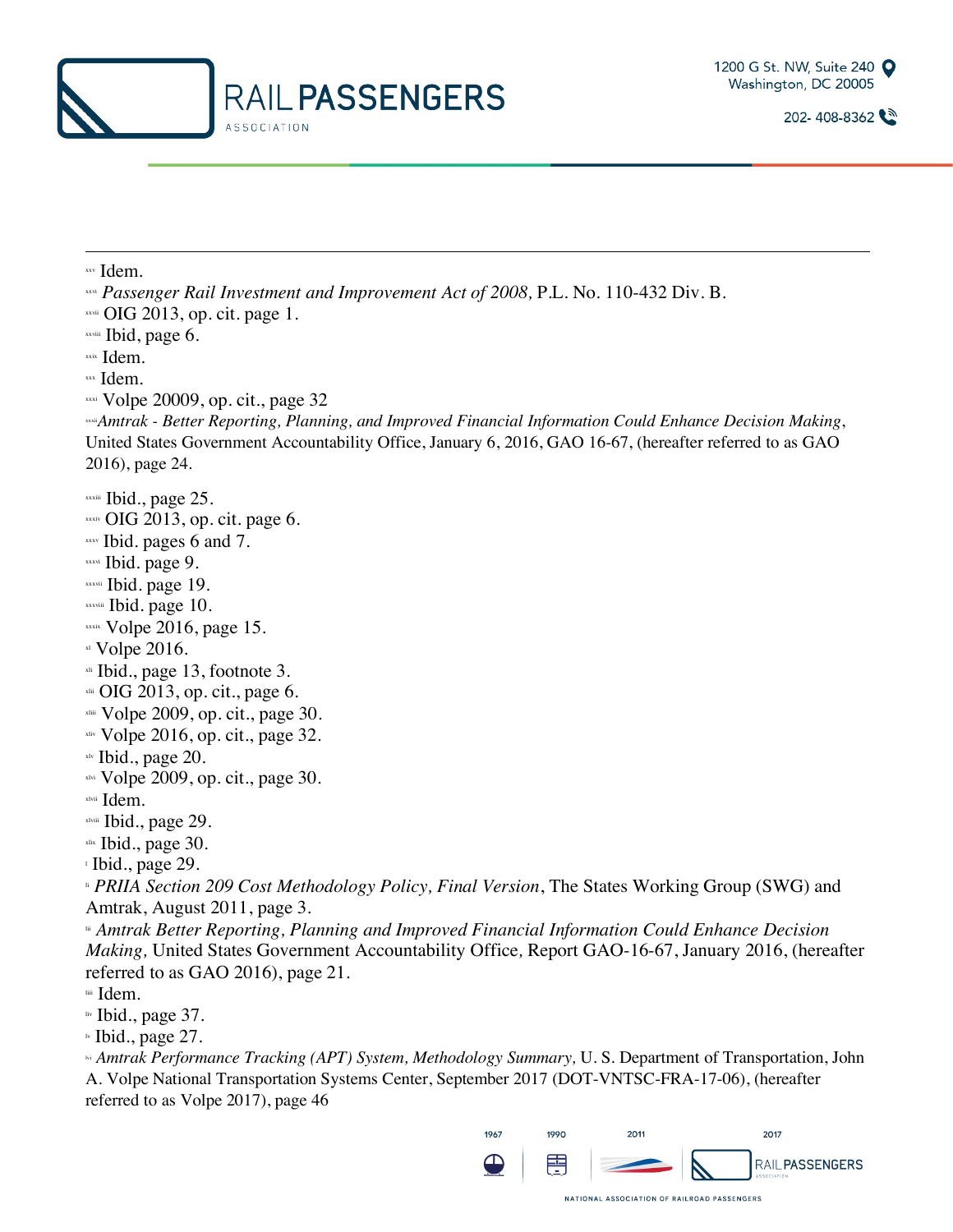[xxv] Idem.
[xxvi] *Passenger Rail Investment and Improvement Act of 2008,* P.L. No. 110-432 Div. B.
[xxvii] OIG 2013, op. cit. page 1.
[xxviii] Ibid, page 6.
[xxix] Idem.
[xxx] Idem.
[xxxi] Volpe 20009, op. cit., page 32
[xxxii] *Amtrak - Better Reporting, Planning, and Improved Financial Information Could Enhance Decision Making*, United States Government Accountability Office, January 6, 2016, GAO 16-67, (hereafter referred to as GAO 2016), page 24.

[xxxiii] Ibid., page 25.
[xxxiv] OIG 2013, op. cit. page 6.
[xxxv] Ibid. pages 6 and 7.
[xxxvi] Ibid. page 9.
[xxxvii] Ibid. page 19.
[xxxviii] Ibid. page 10.
[xxxix] Volpe 2016, page 15.
[xl] Volpe 2016.
[xli] Ibid., page 13, footnote 3.
[xlii] OIG 2013, op. cit., page 6.
[xliii] Volpe 2009, op. cit., page 30.
[xliv] Volpe 2016, op. cit., page 32.
[xlv] Ibid., page 20.
[xlvi] Volpe 2009, op. cit., page 30.
[xlvii] Idem.
[xlviii] Ibid., page 29.
[xlix] Ibid., page 30.
[l] Ibid., page 29.
[li] *PRIIA Section 209 Cost Methodology Policy, Final Version*, The States Working Group (SWG) and Amtrak, August 2011, page 3.
[lii] *Amtrak Better Reporting, Planning and Improved Financial Information Could Enhance Decision Making,* United States Government Accountability Office*,* Report GAO-16-67, January 2016, (hereafter referred to as GAO 2016), page 21.
[liii] Idem.
[liv] Ibid., page 37.
[lv] Ibid., page 27.
[lvi] *Amtrak Performance Tracking (APT) System, Methodology Summary,* U. S. Department of Transportation, John A. Volpe National Transportation Systems Center, September 2017 (DOT-VNTSC-FRA-17-06), (hereafter referred to as Volpe 2017), page 46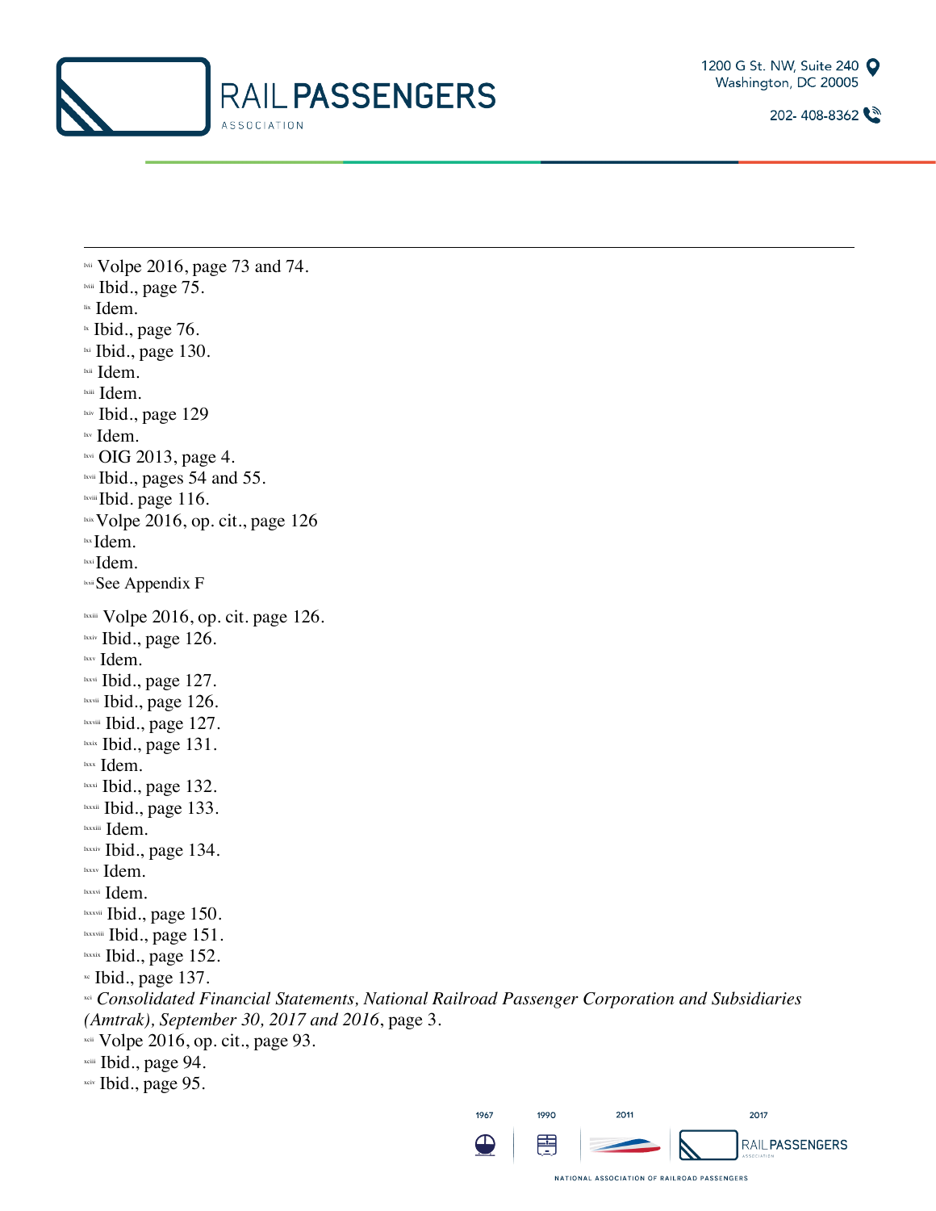---

[lvii] Volpe 2016, page 73 and 74.
[lviii] Ibid., page 75.
[lix] Idem.
[lx] Ibid., page 76.
[lxi] Ibid., page 130.
[lxii] Idem.
[lxiii] Idem.
[lxiv] Ibid., page 129
[lxv] Idem.
[lxvi] OIG 2013, page 4.
[lxvii] Ibid., pages 54 and 55.
[lxviii] Ibid. page 116.
[lxix] Volpe 2016, op. cit., page 126
[lxx] Idem.
[lxxi] Idem.
[lxxii] See Appendix F

[lxxiii] Volpe 2016, op. cit. page 126.
[lxxiv] Ibid., page 126.
[lxxv] Idem.
[lxxvi] Ibid., page 127.
[lxxvii] Ibid., page 126.
[lxxviii] Ibid., page 127.
[lxxix] Ibid., page 131.
[lxxx] Idem.
[lxxxi] Ibid., page 132.
[lxxxii] Ibid., page 133.
[lxxxiii] Idem.
[lxxxiv] Ibid., page 134.
[lxxxv] Idem.
[lxxxvi] Idem.
[lxxxvii] Ibid., page 150.
[lxxxviii] Ibid., page 151.
[lxxxix] Ibid., page 152.
[xc] Ibid., page 137.
[xci] *Consolidated Financial Statements, National Railroad Passenger Corporation and Subsidiaries (Amtrak), September 30, 2017 and 2016*, page 3.
[xcii] Volpe 2016, op. cit., page 93.
[xciii] Ibid., page 94.
[xciv] Ibid., page 95.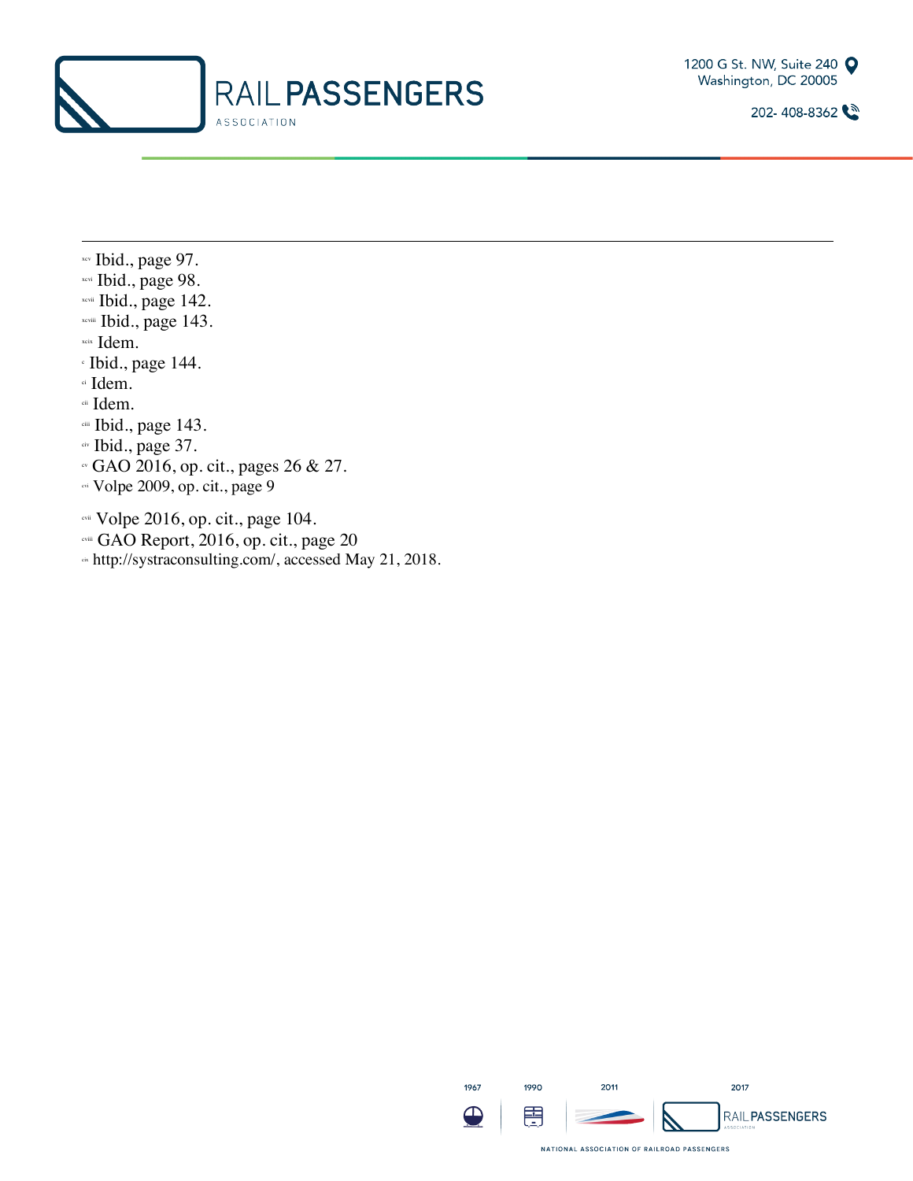---

[xcv] Ibid., page 97.
[xcvi] Ibid., page 98.
[xcvii] Ibid., page 142.
[xcviii] Ibid., page 143.
[xcix] Idem.
[c] Ibid., page 144.
[ci] Idem.
[cii] Idem.
[ciii] Ibid., page 143.
[civ] Ibid., page 37.
[cv] GAO 2016, op. cit., pages 26 & 27.
[cvi] Volpe 2009, op. cit., page 9

[cvii] Volpe 2016, op. cit., page 104.
[cviii] GAO Report, 2016, op. cit., page 20
[cix] http://systraconsulting.com/, accessed May 21, 2018.